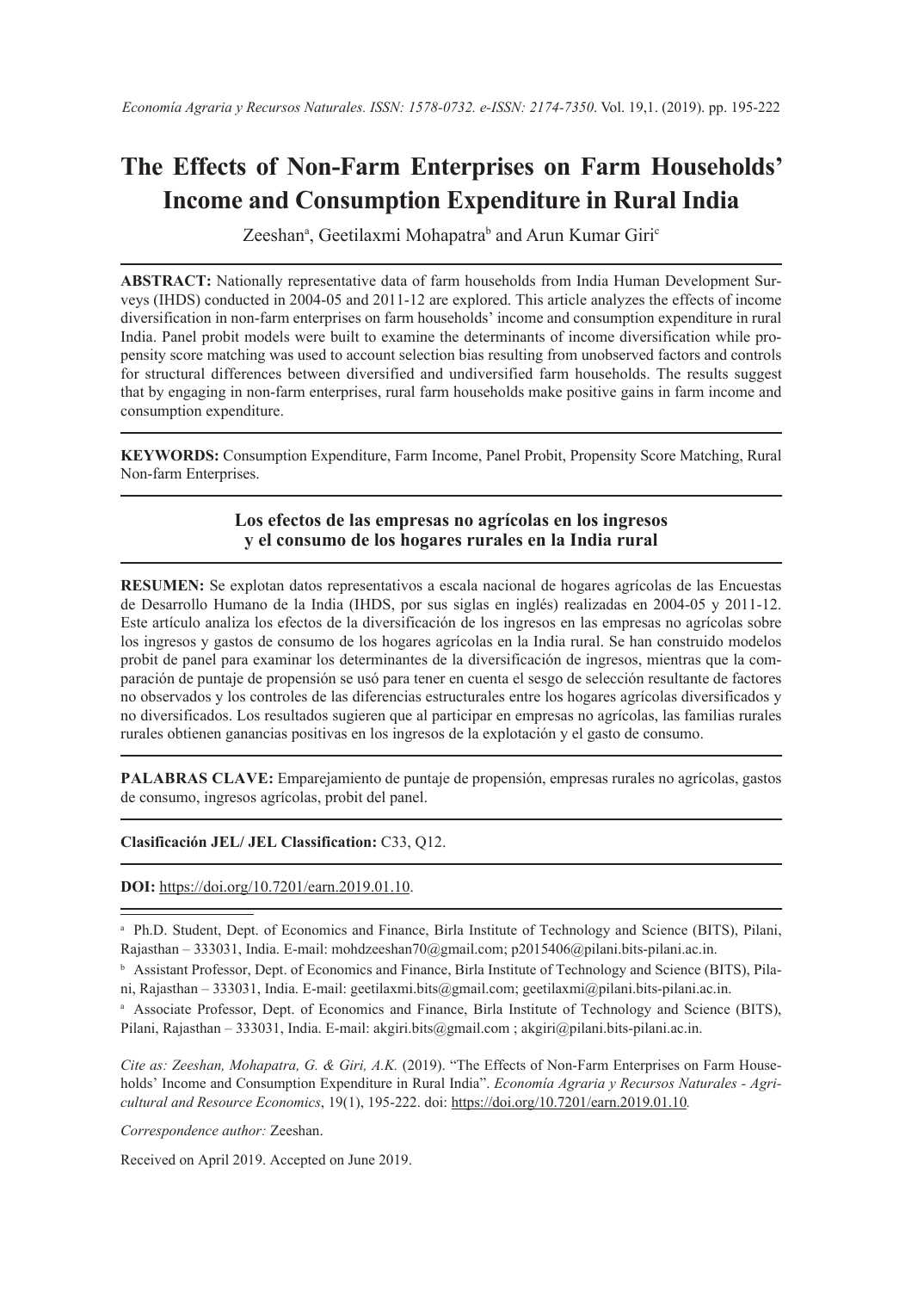# The Effects of Non-Farm Enterprises on Farm Households' Income and Consumption Expenditure in Rural India

Zeeshan[a], Geetilaxmi Mohapatra[b] and Arun Kumar Giri[c]

**ABSTRACT:** Nationally representative data of farm households from India Human Development Surveys (IHDS) conducted in 2004-05 and 2011-12 are explored. This article analyzes the effects of income diversification in non-farm enterprises on farm households' income and consumption expenditure in rural India. Panel probit models were built to examine the determinants of income diversification while propensity score matching was used to account selection bias resulting from unobserved factors and controls for structural differences between diversified and undiversified farm households. The results suggest that by engaging in non-farm enterprises, rural farm households make positive gains in farm income and consumption expenditure.

**KEYWORDS:** Consumption Expenditure, Farm Income, Panel Probit, Propensity Score Matching, Rural Non-farm Enterprises.

## Los efectos de las empresas no agrícolas en los ingresos y el consumo de los hogares rurales en la India rural

**RESUMEN:** Se explotan datos representativos a escala nacional de hogares agrícolas de las Encuestas de Desarrollo Humano de la India (IHDS, por sus siglas en inglés) realizadas en 2004-05 y 2011-12. Este artículo analiza los efectos de la diversificación de los ingresos en las empresas no agrícolas sobre los ingresos y gastos de consumo de los hogares agrícolas en la India rural. Se han construido modelos probit de panel para examinar los determinantes de la diversificación de ingresos, mientras que la comparación de puntaje de propensión se usó para tener en cuenta el sesgo de selección resultante de factores no observados y los controles de las diferencias estructurales entre los hogares agrícolas diversificados y no diversificados. Los resultados sugieren que al participar en empresas no agrícolas, las familias rurales rurales obtienen ganancias positivas en los ingresos de la explotación y el gasto de consumo.

**PALABRAS CLAVE:** Emparejamiento de puntaje de propensión, empresas rurales no agrícolas, gastos de consumo, ingresos agrícolas, probit del panel.

**Clasificación JEL/ JEL Classification:** C33, Q12.

**DOI:** https://doi.org/10.7201/earn.2019.01.10.

---

[a] Ph.D. Student, Dept. of Economics and Finance, Birla Institute of Technology and Science (BITS), Pilani, Rajasthan – 333031, India. E-mail: mohdzeeshan70@gmail.com; p2015406@pilani.bits-pilani.ac.in.

[b] Assistant Professor, Dept. of Economics and Finance, Birla Institute of Technology and Science (BITS), Pilani, Rajasthan – 333031, India. E-mail: geetilaxmi.bits@gmail.com; geetilaxmi@pilani.bits-pilani.ac.in.

[a] Associate Professor, Dept. of Economics and Finance, Birla Institute of Technology and Science (BITS), Pilani, Rajasthan – 333031, India. E-mail: akgiri.bits@gmail.com ; akgiri@pilani.bits-pilani.ac.in.

*Cite as: Zeeshan, Mohapatra, G. & Giri, A.K.* (2019). "The Effects of Non-Farm Enterprises on Farm Households' Income and Consumption Expenditure in Rural India". *Economía Agraria y Recursos Naturales - Agricultural and Resource Economics*, 19(1), 195-222. doi: https://doi.org/10.7201/earn.2019.01.10.

*Correspondence author:* Zeeshan.

Received on April 2019. Accepted on June 2019.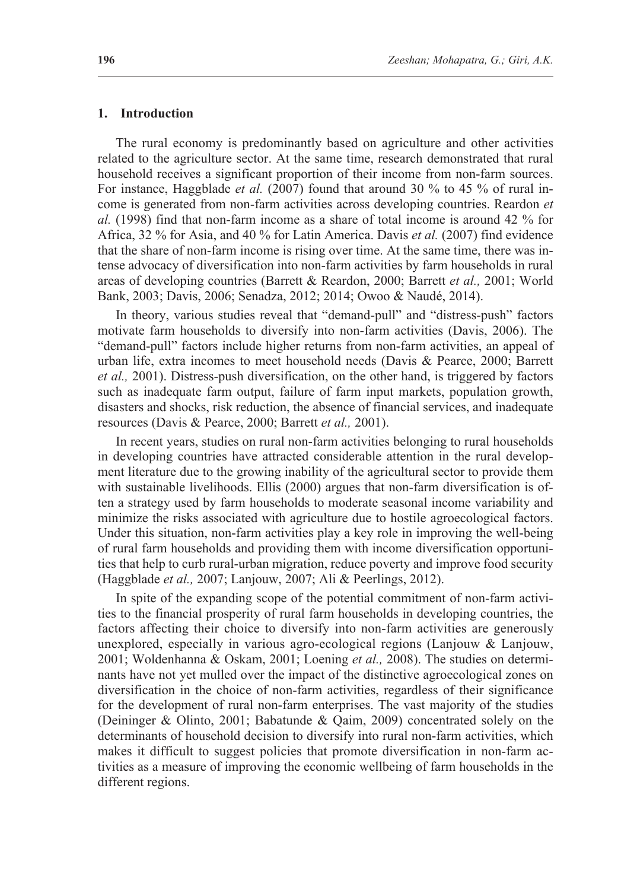## 1. Introduction

The rural economy is predominantly based on agriculture and other activities related to the agriculture sector. At the same time, research demonstrated that rural household receives a significant proportion of their income from non-farm sources. For instance, Haggblade *et al.* (2007) found that around 30 % to 45 % of rural income is generated from non-farm activities across developing countries. Reardon *et al.* (1998) find that non-farm income as a share of total income is around 42 % for Africa, 32 % for Asia, and 40 % for Latin America. Davis *et al.* (2007) find evidence that the share of non-farm income is rising over time. At the same time, there was intense advocacy of diversification into non-farm activities by farm households in rural areas of developing countries (Barrett & Reardon, 2000; Barrett *et al.,* 2001; World Bank, 2003; Davis, 2006; Senadza, 2012; 2014; Owoo & Naudé, 2014).

In theory, various studies reveal that "demand-pull" and "distress-push" factors motivate farm households to diversify into non-farm activities (Davis, 2006). The "demand-pull" factors include higher returns from non-farm activities, an appeal of urban life, extra incomes to meet household needs (Davis & Pearce, 2000; Barrett *et al.,* 2001). Distress-push diversification, on the other hand, is triggered by factors such as inadequate farm output, failure of farm input markets, population growth, disasters and shocks, risk reduction, the absence of financial services, and inadequate resources (Davis & Pearce, 2000; Barrett *et al.,* 2001).

In recent years, studies on rural non-farm activities belonging to rural households in developing countries have attracted considerable attention in the rural development literature due to the growing inability of the agricultural sector to provide them with sustainable livelihoods. Ellis (2000) argues that non-farm diversification is often a strategy used by farm households to moderate seasonal income variability and minimize the risks associated with agriculture due to hostile agroecological factors. Under this situation, non-farm activities play a key role in improving the well-being of rural farm households and providing them with income diversification opportunities that help to curb rural-urban migration, reduce poverty and improve food security (Haggblade *et al.,* 2007; Lanjouw, 2007; Ali & Peerlings, 2012).

In spite of the expanding scope of the potential commitment of non-farm activities to the financial prosperity of rural farm households in developing countries, the factors affecting their choice to diversify into non-farm activities are generously unexplored, especially in various agro-ecological regions (Lanjouw & Lanjouw, 2001; Woldenhanna & Oskam, 2001; Loening *et al.,* 2008). The studies on determinants have not yet mulled over the impact of the distinctive agroecological zones on diversification in the choice of non-farm activities, regardless of their significance for the development of rural non-farm enterprises. The vast majority of the studies (Deininger & Olinto, 2001; Babatunde & Qaim, 2009) concentrated solely on the determinants of household decision to diversify into rural non-farm activities, which makes it difficult to suggest policies that promote diversification in non-farm activities as a measure of improving the economic wellbeing of farm households in the different regions.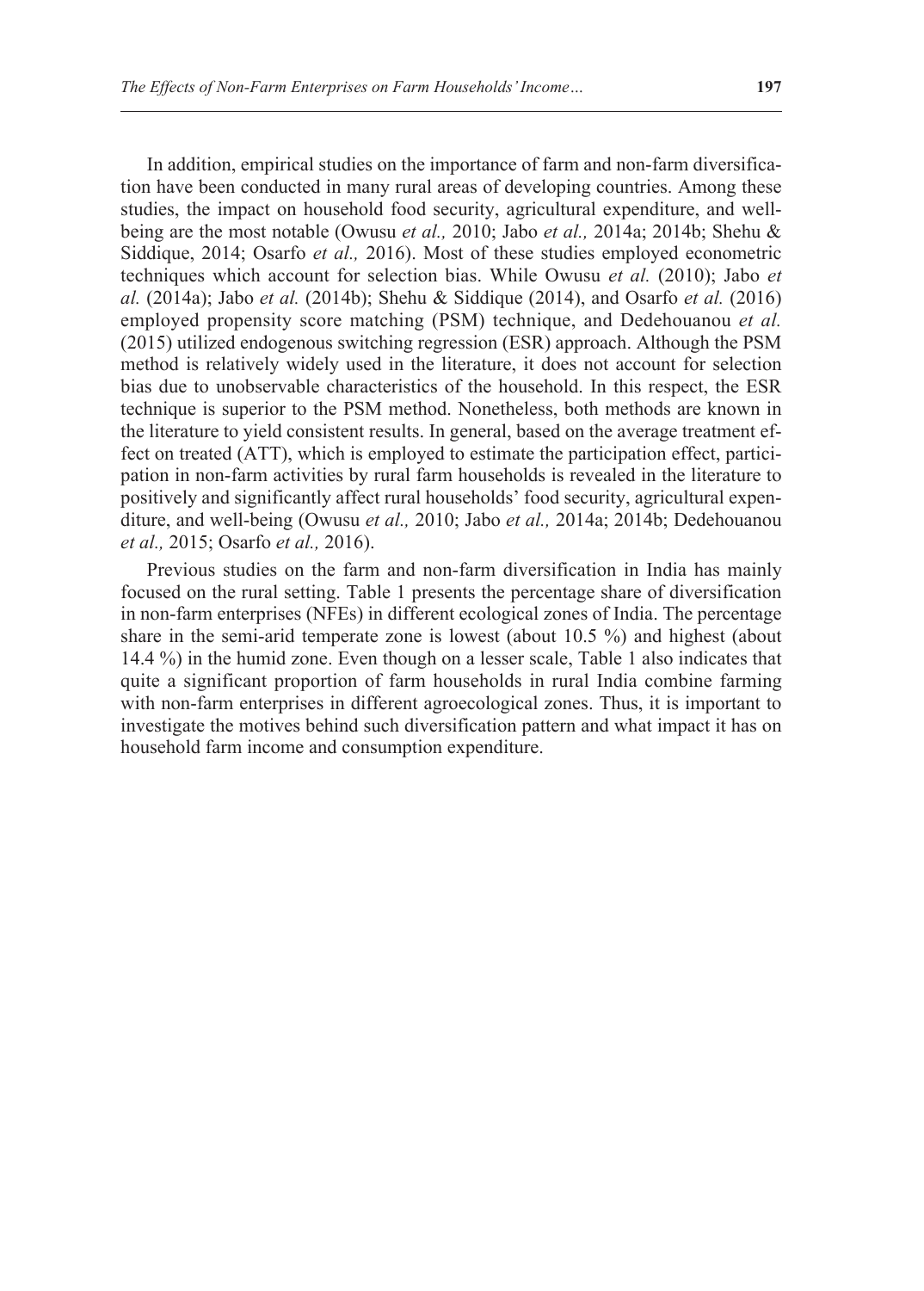In addition, empirical studies on the importance of farm and non-farm diversification have been conducted in many rural areas of developing countries. Among these studies, the impact on household food security, agricultural expenditure, and well-being are the most notable (Owusu *et al.,* 2010; Jabo *et al.,* 2014a; 2014b; Shehu & Siddique, 2014; Osarfo *et al.,* 2016). Most of these studies employed econometric techniques which account for selection bias. While Owusu *et al.* (2010); Jabo *et al.* (2014a); Jabo *et al.* (2014b); Shehu & Siddique (2014), and Osarfo *et al.* (2016) employed propensity score matching (PSM) technique, and Dedehouanou *et al.* (2015) utilized endogenous switching regression (ESR) approach. Although the PSM method is relatively widely used in the literature, it does not account for selection bias due to unobservable characteristics of the household. In this respect, the ESR technique is superior to the PSM method. Nonetheless, both methods are known in the literature to yield consistent results. In general, based on the average treatment effect on treated (ATT), which is employed to estimate the participation effect, participation in non-farm activities by rural farm households is revealed in the literature to positively and significantly affect rural households' food security, agricultural expenditure, and well-being (Owusu *et al.,* 2010; Jabo *et al.,* 2014a; 2014b; Dedehouanou *et al.,* 2015; Osarfo *et al.,* 2016).

Previous studies on the farm and non-farm diversification in India has mainly focused on the rural setting. Table 1 presents the percentage share of diversification in non-farm enterprises (NFEs) in different ecological zones of India. The percentage share in the semi-arid temperate zone is lowest (about 10.5 %) and highest (about 14.4 %) in the humid zone. Even though on a lesser scale, Table 1 also indicates that quite a significant proportion of farm households in rural India combine farming with non-farm enterprises in different agroecological zones. Thus, it is important to investigate the motives behind such diversification pattern and what impact it has on household farm income and consumption expenditure.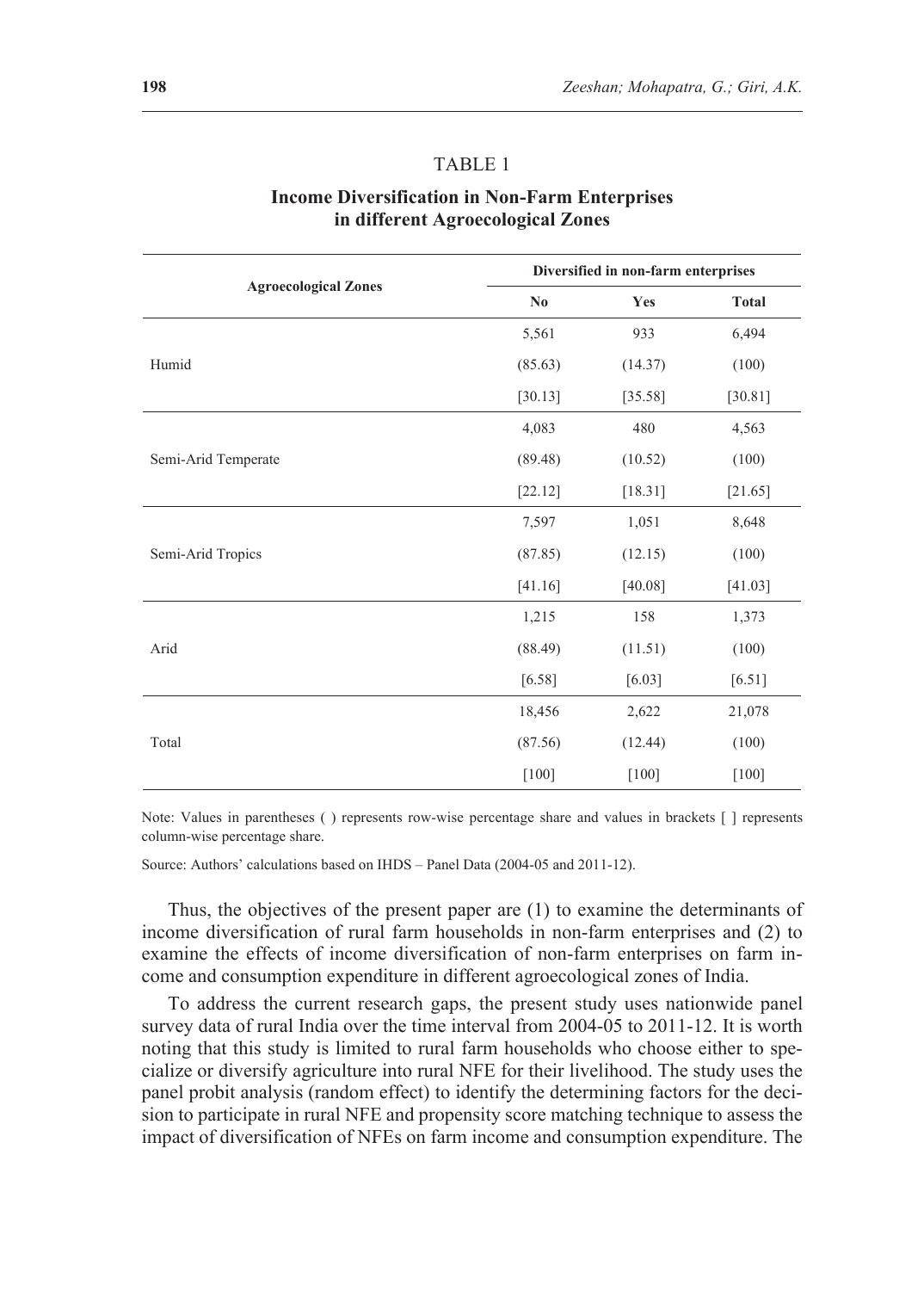TABLE 1

**Income Diversification in Non-Farm Enterprises in different Agroecological Zones**

| Agroecological Zones | Diversified in non-farm enterprises | | |
|---|---|---|---|
| | **No** | **Yes** | **Total** |
| Humid | 5,561 | 933 | 6,494 |
| | (85.63) | (14.37) | (100) |
| | [30.13] | [35.58] | [30.81] |
| Semi-Arid Temperate | 4,083 | 480 | 4,563 |
| | (89.48) | (10.52) | (100) |
| | [22.12] | [18.31] | [21.65] |
| Semi-Arid Tropics | 7,597 | 1,051 | 8,648 |
| | (87.85) | (12.15) | (100) |
| | [41.16] | [40.08] | [41.03] |
| Arid | 1,215 | 158 | 1,373 |
| | (88.49) | (11.51) | (100) |
| | [6.58] | [6.03] | [6.51] |
| Total | 18,456 | 2,622 | 21,078 |
| | (87.56) | (12.44) | (100) |
| | [100] | [100] | [100] |

Note: Values in parentheses ( ) represents row-wise percentage share and values in brackets [ ] represents column-wise percentage share.

Source: Authors' calculations based on IHDS – Panel Data (2004-05 and 2011-12).

Thus, the objectives of the present paper are (1) to examine the determinants of income diversification of rural farm households in non-farm enterprises and (2) to examine the effects of income diversification of non-farm enterprises on farm income and consumption expenditure in different agroecological zones of India.

To address the current research gaps, the present study uses nationwide panel survey data of rural India over the time interval from 2004-05 to 2011-12. It is worth noting that this study is limited to rural farm households who choose either to specialize or diversify agriculture into rural NFE for their livelihood. The study uses the panel probit analysis (random effect) to identify the determining factors for the decision to participate in rural NFE and propensity score matching technique to assess the impact of diversification of NFEs on farm income and consumption expenditure. The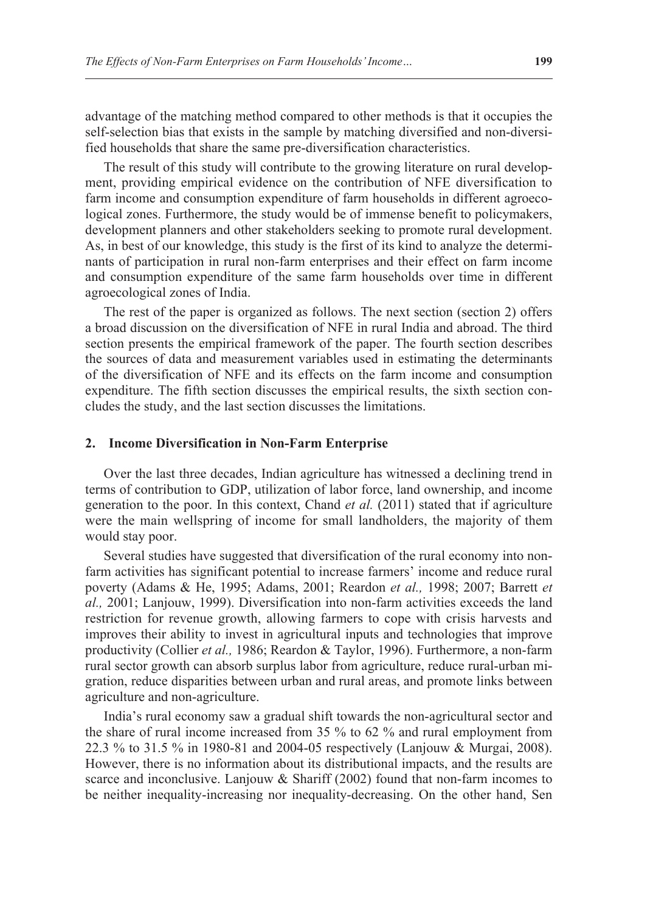advantage of the matching method compared to other methods is that it occupies the self-selection bias that exists in the sample by matching diversified and non-diversified households that share the same pre-diversification characteristics.

The result of this study will contribute to the growing literature on rural development, providing empirical evidence on the contribution of NFE diversification to farm income and consumption expenditure of farm households in different agroecological zones. Furthermore, the study would be of immense benefit to policymakers, development planners and other stakeholders seeking to promote rural development. As, in best of our knowledge, this study is the first of its kind to analyze the determinants of participation in rural non-farm enterprises and their effect on farm income and consumption expenditure of the same farm households over time in different agroecological zones of India.

The rest of the paper is organized as follows. The next section (section 2) offers a broad discussion on the diversification of NFE in rural India and abroad. The third section presents the empirical framework of the paper. The fourth section describes the sources of data and measurement variables used in estimating the determinants of the diversification of NFE and its effects on the farm income and consumption expenditure. The fifth section discusses the empirical results, the sixth section concludes the study, and the last section discusses the limitations.

## 2. Income Diversification in Non-Farm Enterprise

Over the last three decades, Indian agriculture has witnessed a declining trend in terms of contribution to GDP, utilization of labor force, land ownership, and income generation to the poor. In this context, Chand *et al.* (2011) stated that if agriculture were the main wellspring of income for small landholders, the majority of them would stay poor.

Several studies have suggested that diversification of the rural economy into non-farm activities has significant potential to increase farmers' income and reduce rural poverty (Adams & He, 1995; Adams, 2001; Reardon *et al.,* 1998; 2007; Barrett *et al.,* 2001; Lanjouw, 1999). Diversification into non-farm activities exceeds the land restriction for revenue growth, allowing farmers to cope with crisis harvests and improves their ability to invest in agricultural inputs and technologies that improve productivity (Collier *et al.,* 1986; Reardon & Taylor, 1996). Furthermore, a non-farm rural sector growth can absorb surplus labor from agriculture, reduce rural-urban migration, reduce disparities between urban and rural areas, and promote links between agriculture and non-agriculture.

India's rural economy saw a gradual shift towards the non-agricultural sector and the share of rural income increased from 35 % to 62 % and rural employment from 22.3 % to 31.5 % in 1980-81 and 2004-05 respectively (Lanjouw & Murgai, 2008). However, there is no information about its distributional impacts, and the results are scarce and inconclusive. Lanjouw & Shariff (2002) found that non-farm incomes to be neither inequality-increasing nor inequality-decreasing. On the other hand, Sen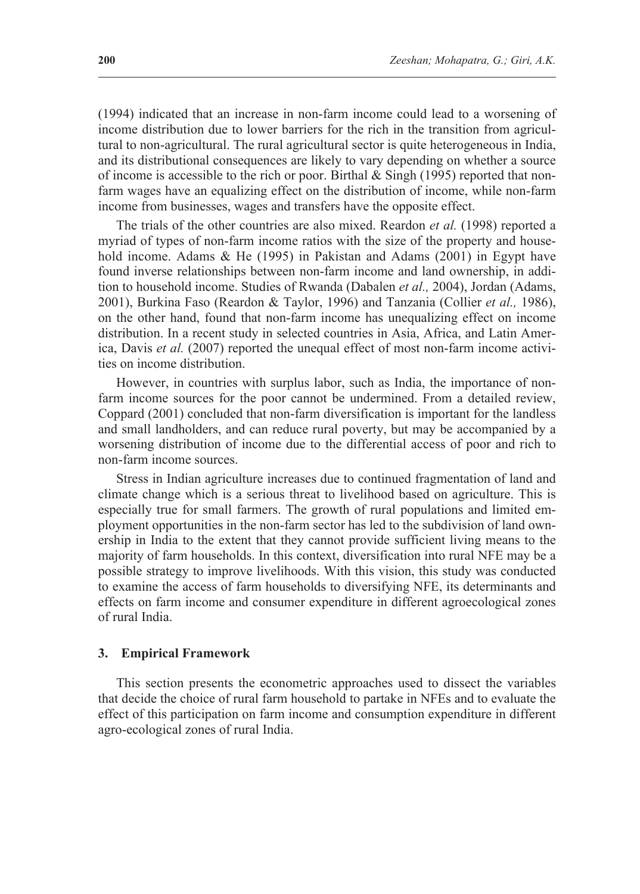(1994) indicated that an increase in non-farm income could lead to a worsening of income distribution due to lower barriers for the rich in the transition from agricultural to non-agricultural. The rural agricultural sector is quite heterogeneous in India, and its distributional consequences are likely to vary depending on whether a source of income is accessible to the rich or poor. Birthal & Singh (1995) reported that non-farm wages have an equalizing effect on the distribution of income, while non-farm income from businesses, wages and transfers have the opposite effect.

The trials of the other countries are also mixed. Reardon *et al.* (1998) reported a myriad of types of non-farm income ratios with the size of the property and household income. Adams & He (1995) in Pakistan and Adams (2001) in Egypt have found inverse relationships between non-farm income and land ownership, in addition to household income. Studies of Rwanda (Dabalen *et al.,* 2004), Jordan (Adams, 2001), Burkina Faso (Reardon & Taylor, 1996) and Tanzania (Collier *et al.,* 1986), on the other hand, found that non-farm income has unequalizing effect on income distribution. In a recent study in selected countries in Asia, Africa, and Latin America, Davis *et al.* (2007) reported the unequal effect of most non-farm income activities on income distribution.

However, in countries with surplus labor, such as India, the importance of non-farm income sources for the poor cannot be undermined. From a detailed review, Coppard (2001) concluded that non-farm diversification is important for the landless and small landholders, and can reduce rural poverty, but may be accompanied by a worsening distribution of income due to the differential access of poor and rich to non-farm income sources.

Stress in Indian agriculture increases due to continued fragmentation of land and climate change which is a serious threat to livelihood based on agriculture. This is especially true for small farmers. The growth of rural populations and limited employment opportunities in the non-farm sector has led to the subdivision of land ownership in India to the extent that they cannot provide sufficient living means to the majority of farm households. In this context, diversification into rural NFE may be a possible strategy to improve livelihoods. With this vision, this study was conducted to examine the access of farm households to diversifying NFE, its determinants and effects on farm income and consumer expenditure in different agroecological zones of rural India.

## 3. Empirical Framework

This section presents the econometric approaches used to dissect the variables that decide the choice of rural farm household to partake in NFEs and to evaluate the effect of this participation on farm income and consumption expenditure in different agro-ecological zones of rural India.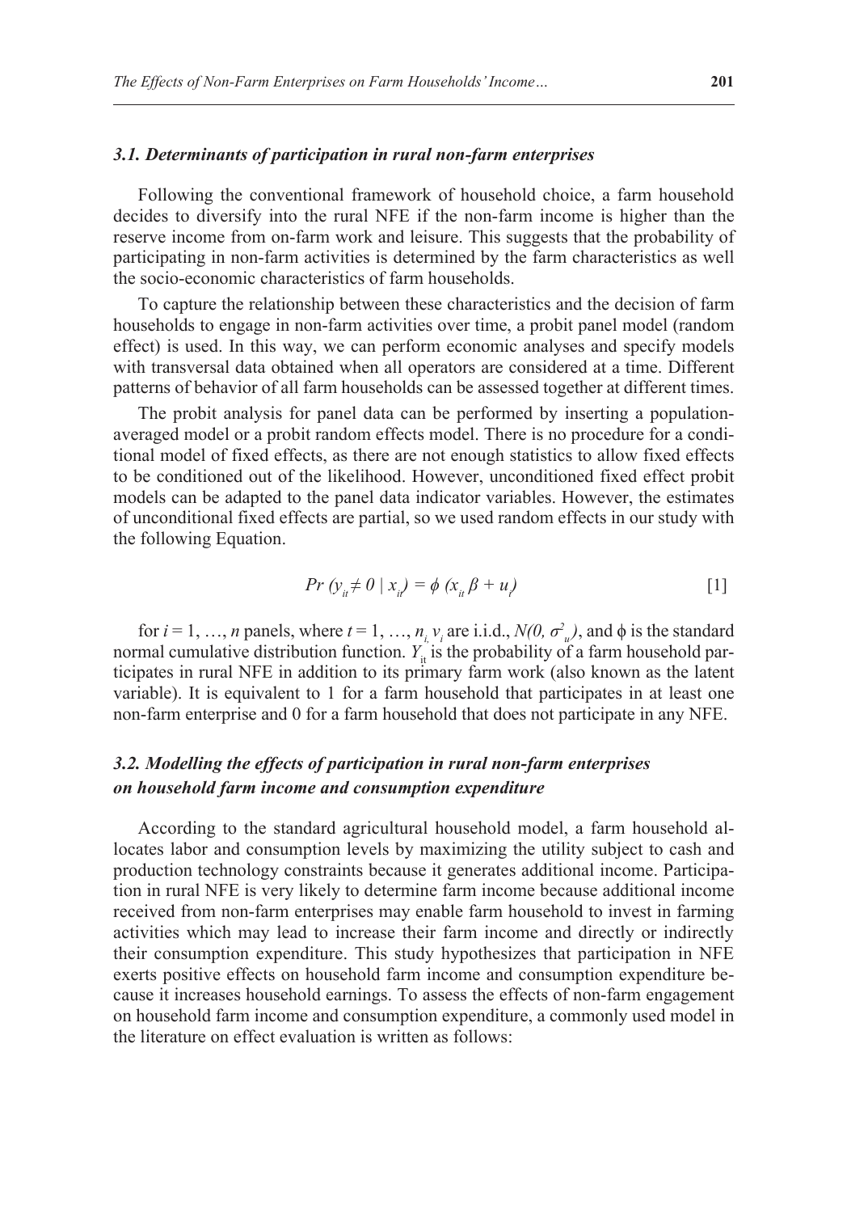### *3.1. Determinants of participation in rural non-farm enterprises*

Following the conventional framework of household choice, a farm household decides to diversify into the rural NFE if the non-farm income is higher than the reserve income from on-farm work and leisure. This suggests that the probability of participating in non-farm activities is determined by the farm characteristics as well the socio-economic characteristics of farm households.

To capture the relationship between these characteristics and the decision of farm households to engage in non-farm activities over time, a probit panel model (random effect) is used. In this way, we can perform economic analyses and specify models with transversal data obtained when all operators are considered at a time. Different patterns of behavior of all farm households can be assessed together at different times.

The probit analysis for panel data can be performed by inserting a population-averaged model or a probit random effects model. There is no procedure for a conditional model of fixed effects, as there are not enough statistics to allow fixed effects to be conditioned out of the likelihood. However, unconditioned fixed effect probit models can be adapted to the panel data indicator variables. However, the estimates of unconditional fixed effects are partial, so we used random effects in our study with the following Equation.

$$Pr\,(y_{it} \neq 0 \mid x_{it}) = \phi\,(x_{it}\,\beta + u_i) \qquad [1]$$

for $i = 1, \ldots, n$ panels, where $t = 1, \ldots, n_i$, $v_i$ are i.i.d., $N(0, \sigma^2_u)$, and $\phi$ is the standard normal cumulative distribution function. $Y_{it}$ is the probability of a farm household participates in rural NFE in addition to its primary farm work (also known as the latent variable). It is equivalent to 1 for a farm household that participates in at least one non-farm enterprise and 0 for a farm household that does not participate in any NFE.

### *3.2. Modelling the effects of participation in rural non-farm enterprises on household farm income and consumption expenditure*

According to the standard agricultural household model, a farm household allocates labor and consumption levels by maximizing the utility subject to cash and production technology constraints because it generates additional income. Participation in rural NFE is very likely to determine farm income because additional income received from non-farm enterprises may enable farm household to invest in farming activities which may lead to increase their farm income and directly or indirectly their consumption expenditure. This study hypothesizes that participation in NFE exerts positive effects on household farm income and consumption expenditure because it increases household earnings. To assess the effects of non-farm engagement on household farm income and consumption expenditure, a commonly used model in the literature on effect evaluation is written as follows: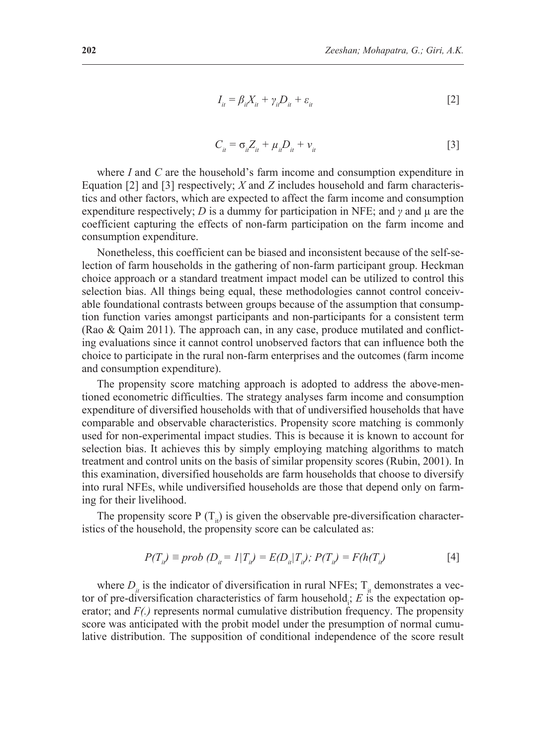$$I_{it} = \beta_{it}X_{it} + \gamma_{it}D_{it} + \varepsilon_{it} \quad [2]$$

$$C_{it} = \sigma_{it}Z_{it} + \mu_{it}D_{it} + v_{it} \quad [3]$$

where $I$ and $C$ are the household's farm income and consumption expenditure in Equation [2] and [3] respectively; $X$ and $Z$ includes household and farm characteristics and other factors, which are expected to affect the farm income and consumption expenditure respectively; $D$ is a dummy for participation in NFE; and $\gamma$ and $\mu$ are the coefficient capturing the effects of non-farm participation on the farm income and consumption expenditure.

Nonetheless, this coefficient can be biased and inconsistent because of the self-selection of farm households in the gathering of non-farm participant group. Heckman choice approach or a standard treatment impact model can be utilized to control this selection bias. All things being equal, these methodologies cannot control conceivable foundational contrasts between groups because of the assumption that consumption function varies amongst participants and non-participants for a consistent term (Rao & Qaim 2011). The approach can, in any case, produce mutilated and conflicting evaluations since it cannot control unobserved factors that can influence both the choice to participate in the rural non-farm enterprises and the outcomes (farm income and consumption expenditure).

The propensity score matching approach is adopted to address the above-mentioned econometric difficulties. The strategy analyses farm income and consumption expenditure of diversified households with that of undiversified households that have comparable and observable characteristics. Propensity score matching is commonly used for non-experimental impact studies. This is because it is known to account for selection bias. It achieves this by simply employing matching algorithms to match treatment and control units on the basis of similar propensity scores (Rubin, 2001). In this examination, diversified households are farm households that choose to diversify into rural NFEs, while undiversified households are those that depend only on farming for their livelihood.

The propensity score $P(T_{it})$ is given the observable pre-diversification characteristics of the household, the propensity score can be calculated as:

$$P(T_{it}) \equiv prob\ (D_{it} = 1|T_{it}) = E(D_{it}|T_{it});\ P(T_{it}) = F(h(T_{it})) \quad [4]$$

where $D_{it}$ is the indicator of diversification in rural NFEs; $T_{it}$ demonstrates a vector of pre-diversification characteristics of farm household$_i$; $E$ is the expectation operator; and $F(.)$ represents normal cumulative distribution frequency. The propensity score was anticipated with the probit model under the presumption of normal cumulative distribution. The supposition of conditional independence of the score result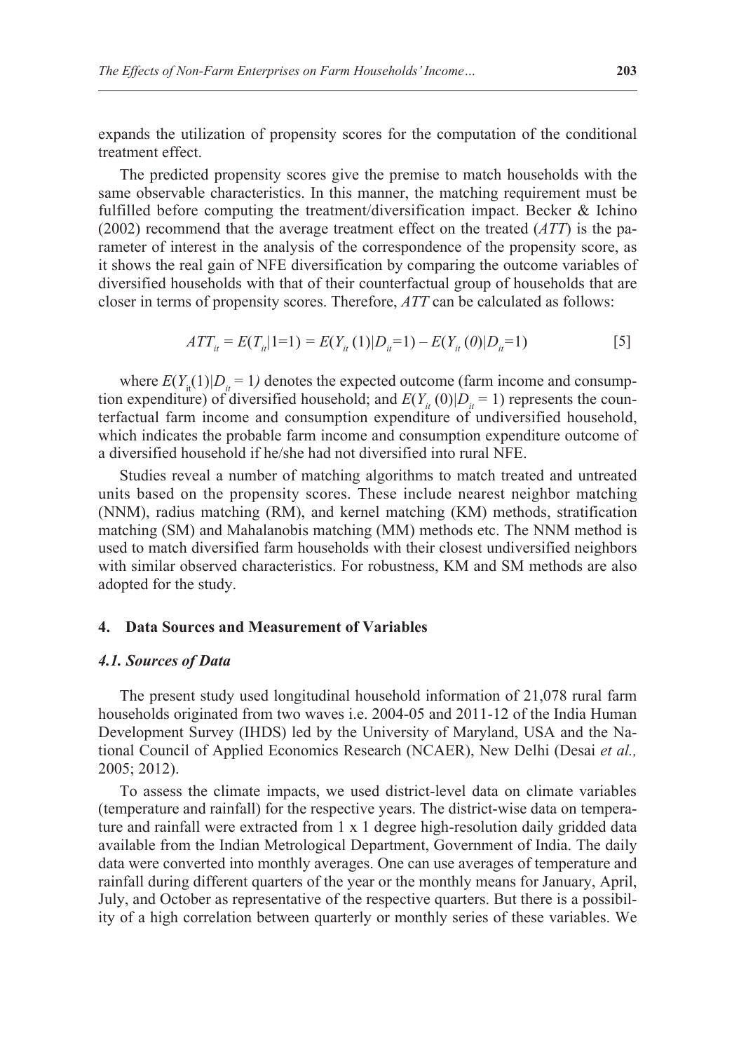expands the utilization of propensity scores for the computation of the conditional treatment effect.

The predicted propensity scores give the premise to match households with the same observable characteristics. In this manner, the matching requirement must be fulfilled before computing the treatment/diversification impact. Becker & Ichino (2002) recommend that the average treatment effect on the treated (*ATT*) is the parameter of interest in the analysis of the correspondence of the propensity score, as it shows the real gain of NFE diversification by comparing the outcome variables of diversified households with that of their counterfactual group of households that are closer in terms of propensity scores. Therefore, *ATT* can be calculated as follows:

$$ATT_{it} = E(T_{it}|1=1) = E(Y_{it}(1)|D_{it}=1) - E(Y_{it}(0)|D_{it}=1) \quad [5]$$

where $E(Y_{it}(1)|D_{it}=1)$ denotes the expected outcome (farm income and consumption expenditure) of diversified household; and $E(Y_{it}(0)|D_{it}=1)$ represents the counterfactual farm income and consumption expenditure of undiversified household, which indicates the probable farm income and consumption expenditure outcome of a diversified household if he/she had not diversified into rural NFE.

Studies reveal a number of matching algorithms to match treated and untreated units based on the propensity scores. These include nearest neighbor matching (NNM), radius matching (RM), and kernel matching (KM) methods, stratification matching (SM) and Mahalanobis matching (MM) methods etc. The NNM method is used to match diversified farm households with their closest undiversified neighbors with similar observed characteristics. For robustness, KM and SM methods are also adopted for the study.

## 4. Data Sources and Measurement of Variables

### *4.1. Sources of Data*

The present study used longitudinal household information of 21,078 rural farm households originated from two waves i.e. 2004-05 and 2011-12 of the India Human Development Survey (IHDS) led by the University of Maryland, USA and the National Council of Applied Economics Research (NCAER), New Delhi (Desai *et al.,* 2005; 2012).

To assess the climate impacts, we used district-level data on climate variables (temperature and rainfall) for the respective years. The district-wise data on temperature and rainfall were extracted from 1 x 1 degree high-resolution daily gridded data available from the Indian Metrological Department, Government of India. The daily data were converted into monthly averages. One can use averages of temperature and rainfall during different quarters of the year or the monthly means for January, April, July, and October as representative of the respective quarters. But there is a possibility of a high correlation between quarterly or monthly series of these variables. We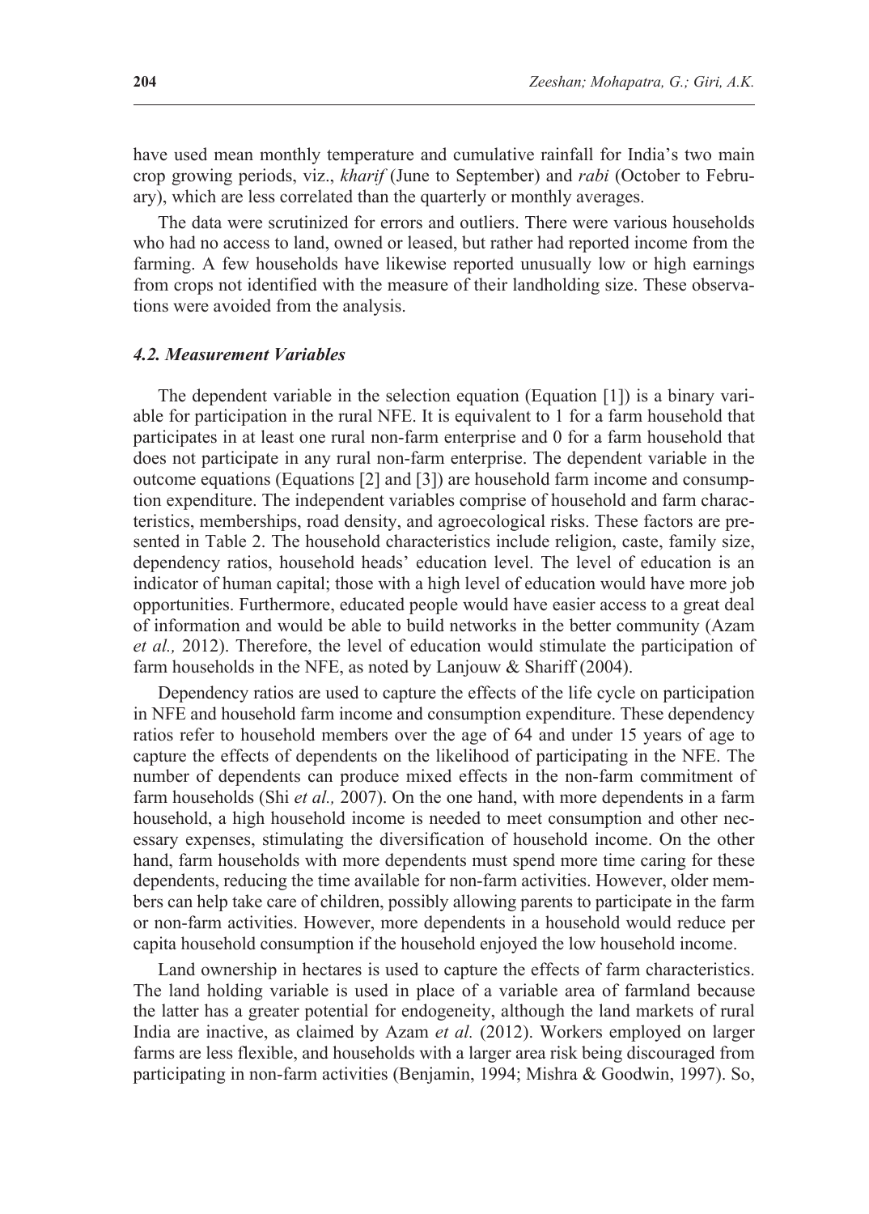have used mean monthly temperature and cumulative rainfall for India's two main crop growing periods, viz., *kharif* (June to September) and *rabi* (October to February), which are less correlated than the quarterly or monthly averages.

The data were scrutinized for errors and outliers. There were various households who had no access to land, owned or leased, but rather had reported income from the farming. A few households have likewise reported unusually low or high earnings from crops not identified with the measure of their landholding size. These observations were avoided from the analysis.

### *4.2. Measurement Variables*

The dependent variable in the selection equation (Equation [1]) is a binary variable for participation in the rural NFE. It is equivalent to 1 for a farm household that participates in at least one rural non-farm enterprise and 0 for a farm household that does not participate in any rural non-farm enterprise. The dependent variable in the outcome equations (Equations [2] and [3]) are household farm income and consumption expenditure. The independent variables comprise of household and farm characteristics, memberships, road density, and agroecological risks. These factors are presented in Table 2. The household characteristics include religion, caste, family size, dependency ratios, household heads' education level. The level of education is an indicator of human capital; those with a high level of education would have more job opportunities. Furthermore, educated people would have easier access to a great deal of information and would be able to build networks in the better community (Azam *et al.,* 2012). Therefore, the level of education would stimulate the participation of farm households in the NFE, as noted by Lanjouw & Shariff (2004).

Dependency ratios are used to capture the effects of the life cycle on participation in NFE and household farm income and consumption expenditure. These dependency ratios refer to household members over the age of 64 and under 15 years of age to capture the effects of dependents on the likelihood of participating in the NFE. The number of dependents can produce mixed effects in the non-farm commitment of farm households (Shi *et al.,* 2007). On the one hand, with more dependents in a farm household, a high household income is needed to meet consumption and other necessary expenses, stimulating the diversification of household income. On the other hand, farm households with more dependents must spend more time caring for these dependents, reducing the time available for non-farm activities. However, older members can help take care of children, possibly allowing parents to participate in the farm or non-farm activities. However, more dependents in a household would reduce per capita household consumption if the household enjoyed the low household income.

Land ownership in hectares is used to capture the effects of farm characteristics. The land holding variable is used in place of a variable area of farmland because the latter has a greater potential for endogeneity, although the land markets of rural India are inactive, as claimed by Azam *et al.* (2012). Workers employed on larger farms are less flexible, and households with a larger area risk being discouraged from participating in non-farm activities (Benjamin, 1994; Mishra & Goodwin, 1997). So,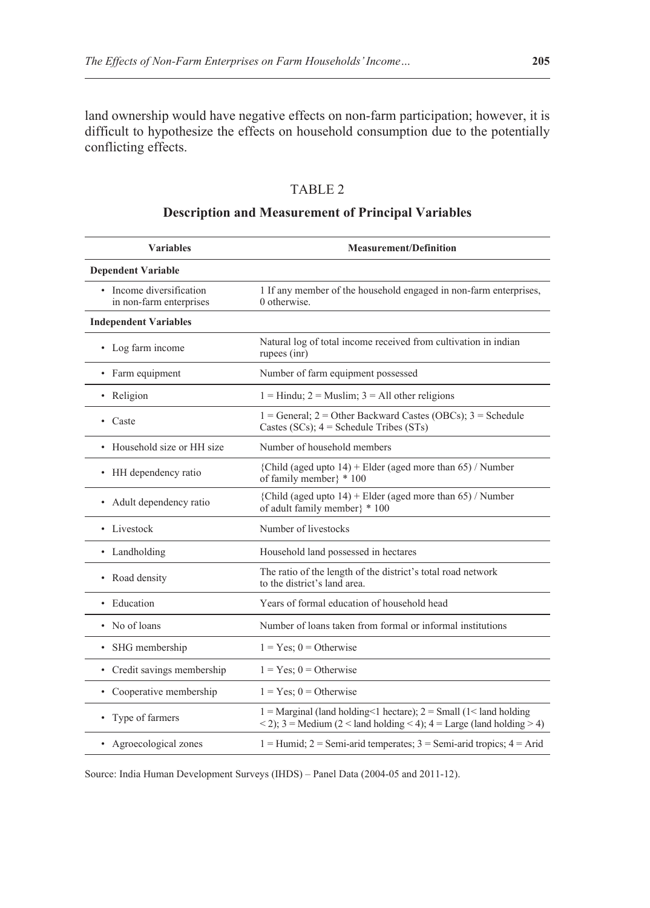land ownership would have negative effects on non-farm participation; however, it is difficult to hypothesize the effects on household consumption due to the potentially conflicting effects.

TABLE 2

**Description and Measurement of Principal Variables**

| Variables | Measurement/Definition |
|---|---|
| **Dependent Variable** | |
| • Income diversification in non-farm enterprises | 1 If any member of the household engaged in non-farm enterprises, 0 otherwise. |
| **Independent Variables** | |
| • Log farm income | Natural log of total income received from cultivation in indian rupees (inr) |
| • Farm equipment | Number of farm equipment possessed |
| • Religion | 1 = Hindu; 2 = Muslim; 3 = All other religions |
| • Caste | 1 = General; 2 = Other Backward Castes (OBCs); 3 = Schedule Castes (SCs); 4 = Schedule Tribes (STs) |
| • Household size or HH size | Number of household members |
| • HH dependency ratio | {Child (aged upto 14) + Elder (aged more than 65) / Number of family member} * 100 |
| • Adult dependency ratio | {Child (aged upto 14) + Elder (aged more than 65) / Number of adult family member} * 100 |
| • Livestock | Number of livestocks |
| • Landholding | Household land possessed in hectares |
| • Road density | The ratio of the length of the district's total road network to the district's land area. |
| • Education | Years of formal education of household head |
| • No of loans | Number of loans taken from formal or informal institutions |
| • SHG membership | 1 = Yes; 0 = Otherwise |
| • Credit savings membership | 1 = Yes; 0 = Otherwise |
| • Cooperative membership | 1 = Yes; 0 = Otherwise |
| • Type of farmers | 1 = Marginal (land holding<1 hectare); 2 = Small (1< land holding < 2); 3 = Medium (2 < land holding < 4); 4 = Large (land holding > 4) |
| • Agroecological zones | 1 = Humid; 2 = Semi-arid temperates; 3 = Semi-arid tropics; 4 = Arid |

Source: India Human Development Surveys (IHDS) – Panel Data (2004-05 and 2011-12).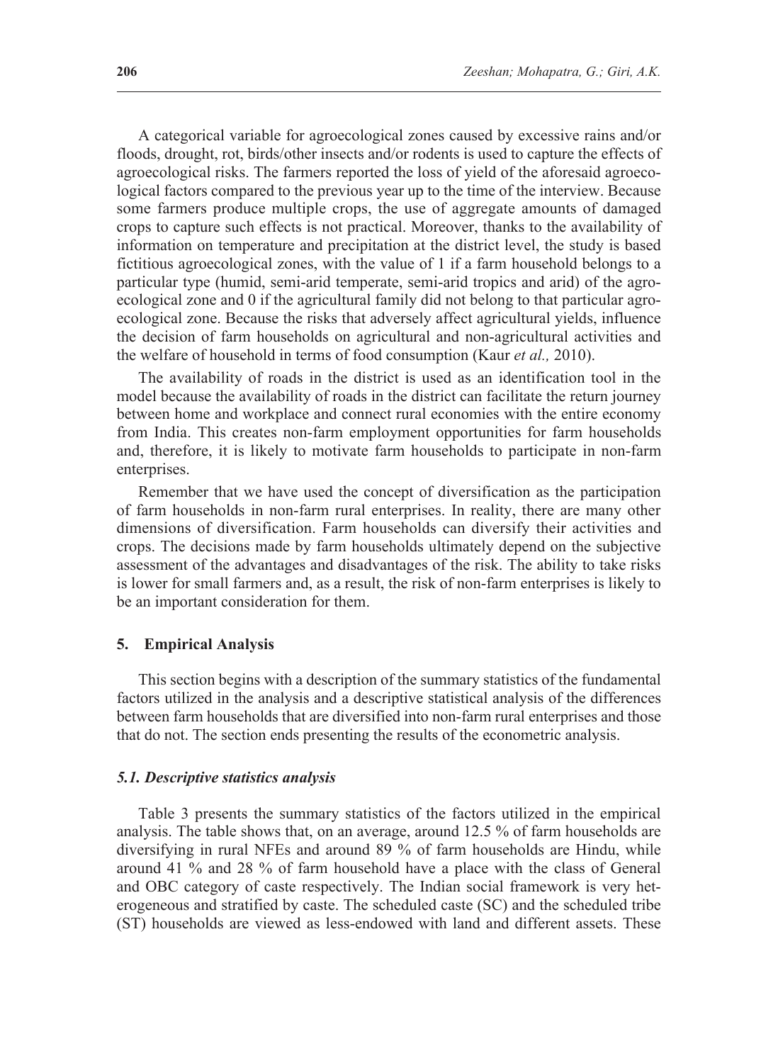A categorical variable for agroecological zones caused by excessive rains and/or floods, drought, rot, birds/other insects and/or rodents is used to capture the effects of agroecological risks. The farmers reported the loss of yield of the aforesaid agroecological factors compared to the previous year up to the time of the interview. Because some farmers produce multiple crops, the use of aggregate amounts of damaged crops to capture such effects is not practical. Moreover, thanks to the availability of information on temperature and precipitation at the district level, the study is based fictitious agroecological zones, with the value of 1 if a farm household belongs to a particular type (humid, semi-arid temperate, semi-arid tropics and arid) of the agroecological zone and 0 if the agricultural family did not belong to that particular agroecological zone. Because the risks that adversely affect agricultural yields, influence the decision of farm households on agricultural and non-agricultural activities and the welfare of household in terms of food consumption (Kaur *et al.,* 2010).

The availability of roads in the district is used as an identification tool in the model because the availability of roads in the district can facilitate the return journey between home and workplace and connect rural economies with the entire economy from India. This creates non-farm employment opportunities for farm households and, therefore, it is likely to motivate farm households to participate in non-farm enterprises.

Remember that we have used the concept of diversification as the participation of farm households in non-farm rural enterprises. In reality, there are many other dimensions of diversification. Farm households can diversify their activities and crops. The decisions made by farm households ultimately depend on the subjective assessment of the advantages and disadvantages of the risk. The ability to take risks is lower for small farmers and, as a result, the risk of non-farm enterprises is likely to be an important consideration for them.

## 5. Empirical Analysis

This section begins with a description of the summary statistics of the fundamental factors utilized in the analysis and a descriptive statistical analysis of the differences between farm households that are diversified into non-farm rural enterprises and those that do not. The section ends presenting the results of the econometric analysis.

### *5.1. Descriptive statistics analysis*

Table 3 presents the summary statistics of the factors utilized in the empirical analysis. The table shows that, on an average, around 12.5 % of farm households are diversifying in rural NFEs and around 89 % of farm households are Hindu, while around 41 % and 28 % of farm household have a place with the class of General and OBC category of caste respectively. The Indian social framework is very heterogeneous and stratified by caste. The scheduled caste (SC) and the scheduled tribe (ST) households are viewed as less-endowed with land and different assets. These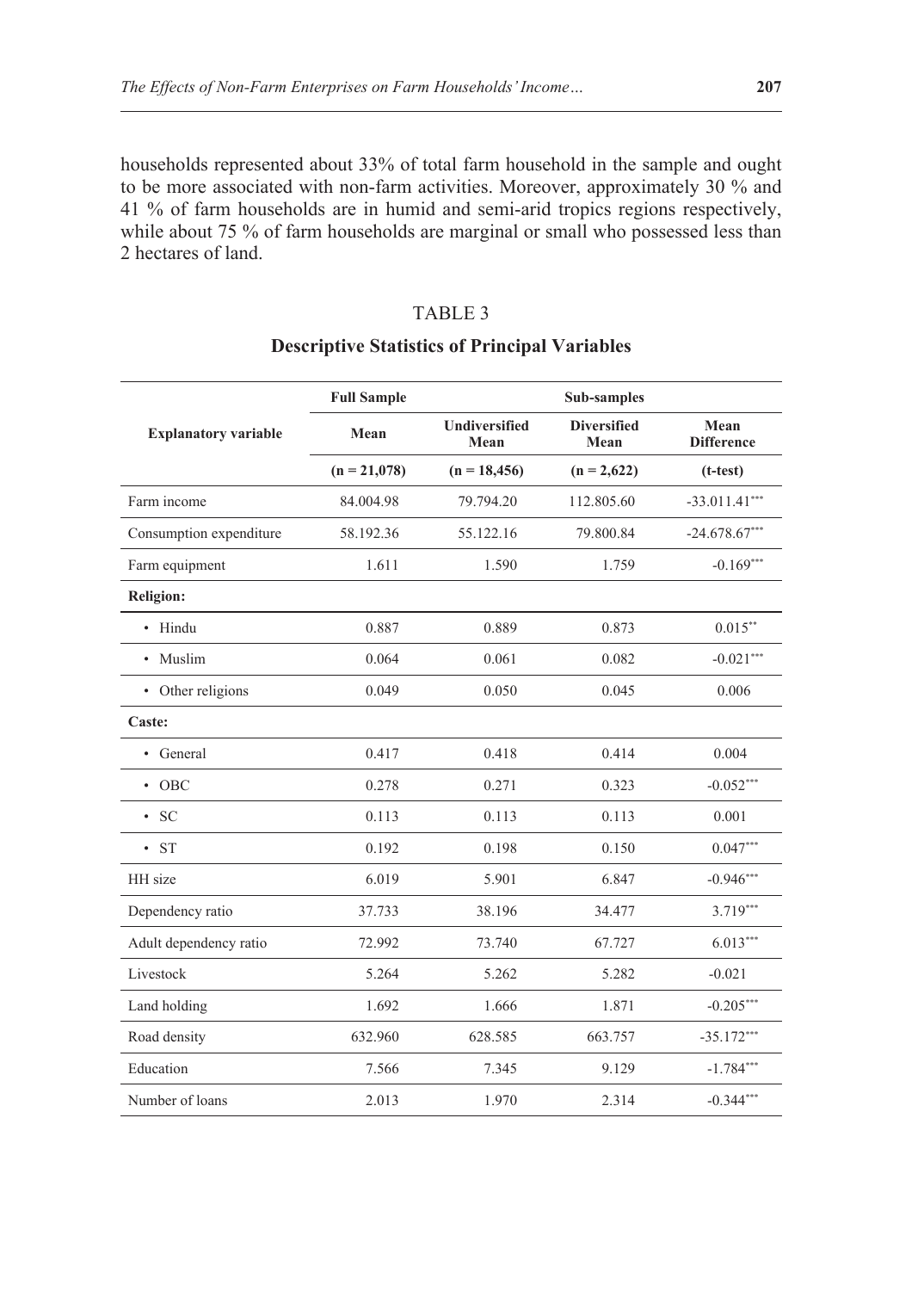households represented about 33% of total farm household in the sample and ought to be more associated with non-farm activities. Moreover, approximately 30 % and 41 % of farm households are in humid and semi-arid tropics regions respectively, while about 75 % of farm households are marginal or small who possessed less than 2 hectares of land.

TABLE 3

**Descriptive Statistics of Principal Variables**

| Explanatory variable | Full Sample | Sub-samples | | |
|---|---|---|---|---|
| | Mean | Undiversified Mean | Diversified Mean | Mean Difference |
| | (n = 21,078) | (n = 18,456) | (n = 2,622) | (t-test) |
| Farm income | 84.004.98 | 79.794.20 | 112.805.60 | -33.011.41*** |
| Consumption expenditure | 58.192.36 | 55.122.16 | 79.800.84 | -24.678.67*** |
| Farm equipment | 1.611 | 1.590 | 1.759 | -0.169*** |
| **Religion:** | | | | |
| • Hindu | 0.887 | 0.889 | 0.873 | 0.015** |
| • Muslim | 0.064 | 0.061 | 0.082 | -0.021*** |
| • Other religions | 0.049 | 0.050 | 0.045 | 0.006 |
| **Caste:** | | | | |
| • General | 0.417 | 0.418 | 0.414 | 0.004 |
| • OBC | 0.278 | 0.271 | 0.323 | -0.052*** |
| • SC | 0.113 | 0.113 | 0.113 | 0.001 |
| • ST | 0.192 | 0.198 | 0.150 | 0.047*** |
| HH size | 6.019 | 5.901 | 6.847 | -0.946*** |
| Dependency ratio | 37.733 | 38.196 | 34.477 | 3.719*** |
| Adult dependency ratio | 72.992 | 73.740 | 67.727 | 6.013*** |
| Livestock | 5.264 | 5.262 | 5.282 | -0.021 |
| Land holding | 1.692 | 1.666 | 1.871 | -0.205*** |
| Road density | 632.960 | 628.585 | 663.757 | -35.172*** |
| Education | 7.566 | 7.345 | 9.129 | -1.784*** |
| Number of loans | 2.013 | 1.970 | 2.314 | -0.344*** |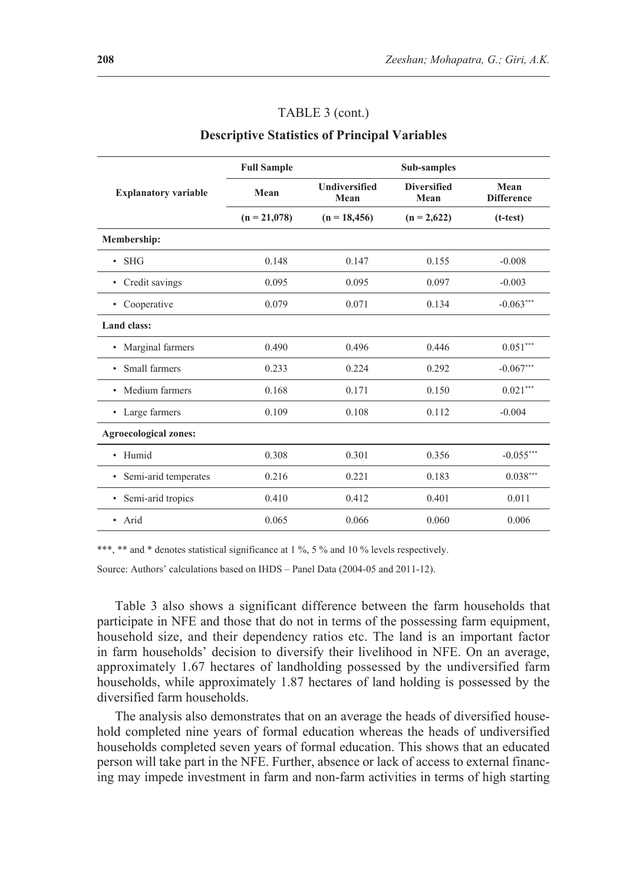TABLE 3 (cont.)

**Descriptive Statistics of Principal Variables**

| Explanatory variable | Full Sample | Sub-samples | | |
|---|---|---|---|---|
| | Mean | Undiversified Mean | Diversified Mean | Mean Difference |
| | (n = 21,078) | (n = 18,456) | (n = 2,622) | (t-test) |
| **Membership:** | | | | |
| • SHG | 0.148 | 0.147 | 0.155 | -0.008 |
| • Credit savings | 0.095 | 0.095 | 0.097 | -0.003 |
| • Cooperative | 0.079 | 0.071 | 0.134 | -0.063*** |
| **Land class:** | | | | |
| • Marginal farmers | 0.490 | 0.496 | 0.446 | 0.051*** |
| • Small farmers | 0.233 | 0.224 | 0.292 | -0.067*** |
| • Medium farmers | 0.168 | 0.171 | 0.150 | 0.021*** |
| • Large farmers | 0.109 | 0.108 | 0.112 | -0.004 |
| **Agroecological zones:** | | | | |
| • Humid | 0.308 | 0.301 | 0.356 | -0.055*** |
| • Semi-arid temperates | 0.216 | 0.221 | 0.183 | 0.038*** |
| • Semi-arid tropics | 0.410 | 0.412 | 0.401 | 0.011 |
| • Arid | 0.065 | 0.066 | 0.060 | 0.006 |

***, ** and * denotes statistical significance at 1 %, 5 % and 10 % levels respectively.

Source: Authors' calculations based on IHDS – Panel Data (2004-05 and 2011-12).

Table 3 also shows a significant difference between the farm households that participate in NFE and those that do not in terms of the possessing farm equipment, household size, and their dependency ratios etc. The land is an important factor in farm households' decision to diversify their livelihood in NFE. On an average, approximately 1.67 hectares of landholding possessed by the undiversified farm households, while approximately 1.87 hectares of land holding is possessed by the diversified farm households.

The analysis also demonstrates that on an average the heads of diversified household completed nine years of formal education whereas the heads of undiversified households completed seven years of formal education. This shows that an educated person will take part in the NFE. Further, absence or lack of access to external financing may impede investment in farm and non-farm activities in terms of high starting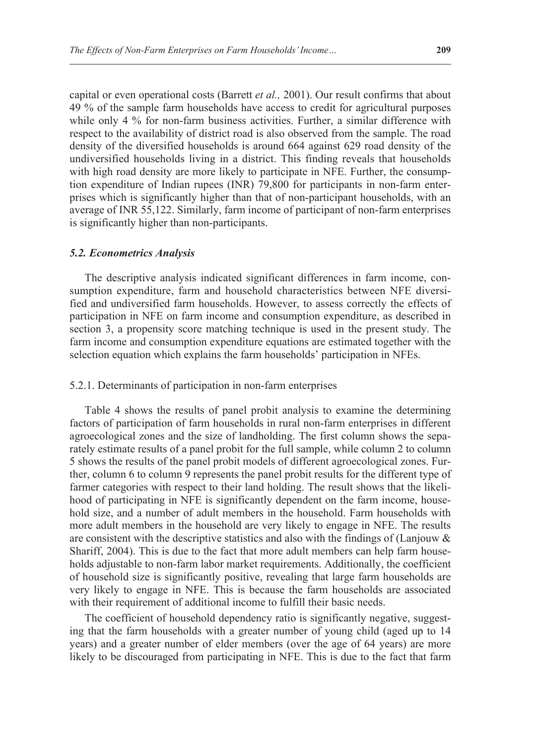capital or even operational costs (Barrett *et al.,* 2001). Our result confirms that about 49 % of the sample farm households have access to credit for agricultural purposes while only 4 % for non-farm business activities. Further, a similar difference with respect to the availability of district road is also observed from the sample. The road density of the diversified households is around 664 against 629 road density of the undiversified households living in a district. This finding reveals that households with high road density are more likely to participate in NFE. Further, the consumption expenditure of Indian rupees (INR) 79,800 for participants in non-farm enterprises which is significantly higher than that of non-participant households, with an average of INR 55,122. Similarly, farm income of participant of non-farm enterprises is significantly higher than non-participants.

### *5.2. Econometrics Analysis*

The descriptive analysis indicated significant differences in farm income, consumption expenditure, farm and household characteristics between NFE diversified and undiversified farm households. However, to assess correctly the effects of participation in NFE on farm income and consumption expenditure, as described in section 3, a propensity score matching technique is used in the present study. The farm income and consumption expenditure equations are estimated together with the selection equation which explains the farm households' participation in NFEs.

#### 5.2.1. Determinants of participation in non-farm enterprises

Table 4 shows the results of panel probit analysis to examine the determining factors of participation of farm households in rural non-farm enterprises in different agroecological zones and the size of landholding. The first column shows the separately estimate results of a panel probit for the full sample, while column 2 to column 5 shows the results of the panel probit models of different agroecological zones. Further, column 6 to column 9 represents the panel probit results for the different type of farmer categories with respect to their land holding. The result shows that the likelihood of participating in NFE is significantly dependent on the farm income, household size, and a number of adult members in the household. Farm households with more adult members in the household are very likely to engage in NFE. The results are consistent with the descriptive statistics and also with the findings of (Lanjouw & Shariff, 2004). This is due to the fact that more adult members can help farm households adjustable to non-farm labor market requirements. Additionally, the coefficient of household size is significantly positive, revealing that large farm households are very likely to engage in NFE. This is because the farm households are associated with their requirement of additional income to fulfill their basic needs.

The coefficient of household dependency ratio is significantly negative, suggesting that the farm households with a greater number of young child (aged up to 14 years) and a greater number of elder members (over the age of 64 years) are more likely to be discouraged from participating in NFE. This is due to the fact that farm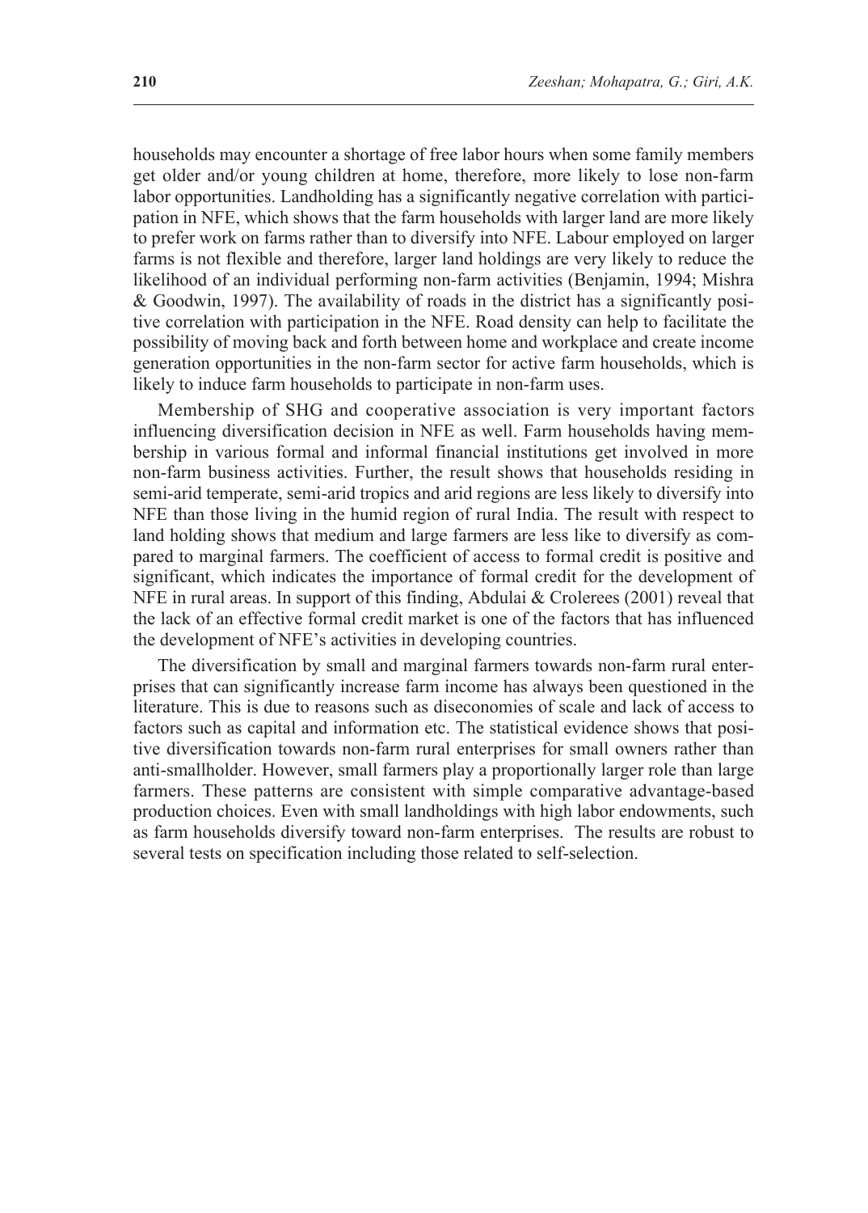households may encounter a shortage of free labor hours when some family members get older and/or young children at home, therefore, more likely to lose non-farm labor opportunities. Landholding has a significantly negative correlation with participation in NFE, which shows that the farm households with larger land are more likely to prefer work on farms rather than to diversify into NFE. Labour employed on larger farms is not flexible and therefore, larger land holdings are very likely to reduce the likelihood of an individual performing non-farm activities (Benjamin, 1994; Mishra & Goodwin, 1997). The availability of roads in the district has a significantly positive correlation with participation in the NFE. Road density can help to facilitate the possibility of moving back and forth between home and workplace and create income generation opportunities in the non-farm sector for active farm households, which is likely to induce farm households to participate in non-farm uses.

Membership of SHG and cooperative association is very important factors influencing diversification decision in NFE as well. Farm households having membership in various formal and informal financial institutions get involved in more non-farm business activities. Further, the result shows that households residing in semi-arid temperate, semi-arid tropics and arid regions are less likely to diversify into NFE than those living in the humid region of rural India. The result with respect to land holding shows that medium and large farmers are less like to diversify as compared to marginal farmers. The coefficient of access to formal credit is positive and significant, which indicates the importance of formal credit for the development of NFE in rural areas. In support of this finding, Abdulai & Crolerees (2001) reveal that the lack of an effective formal credit market is one of the factors that has influenced the development of NFE's activities in developing countries.

The diversification by small and marginal farmers towards non-farm rural enterprises that can significantly increase farm income has always been questioned in the literature. This is due to reasons such as diseconomies of scale and lack of access to factors such as capital and information etc. The statistical evidence shows that positive diversification towards non-farm rural enterprises for small owners rather than anti-smallholder. However, small farmers play a proportionally larger role than large farmers. These patterns are consistent with simple comparative advantage-based production choices. Even with small landholdings with high labor endowments, such as farm households diversify toward non-farm enterprises. The results are robust to several tests on specification including those related to self-selection.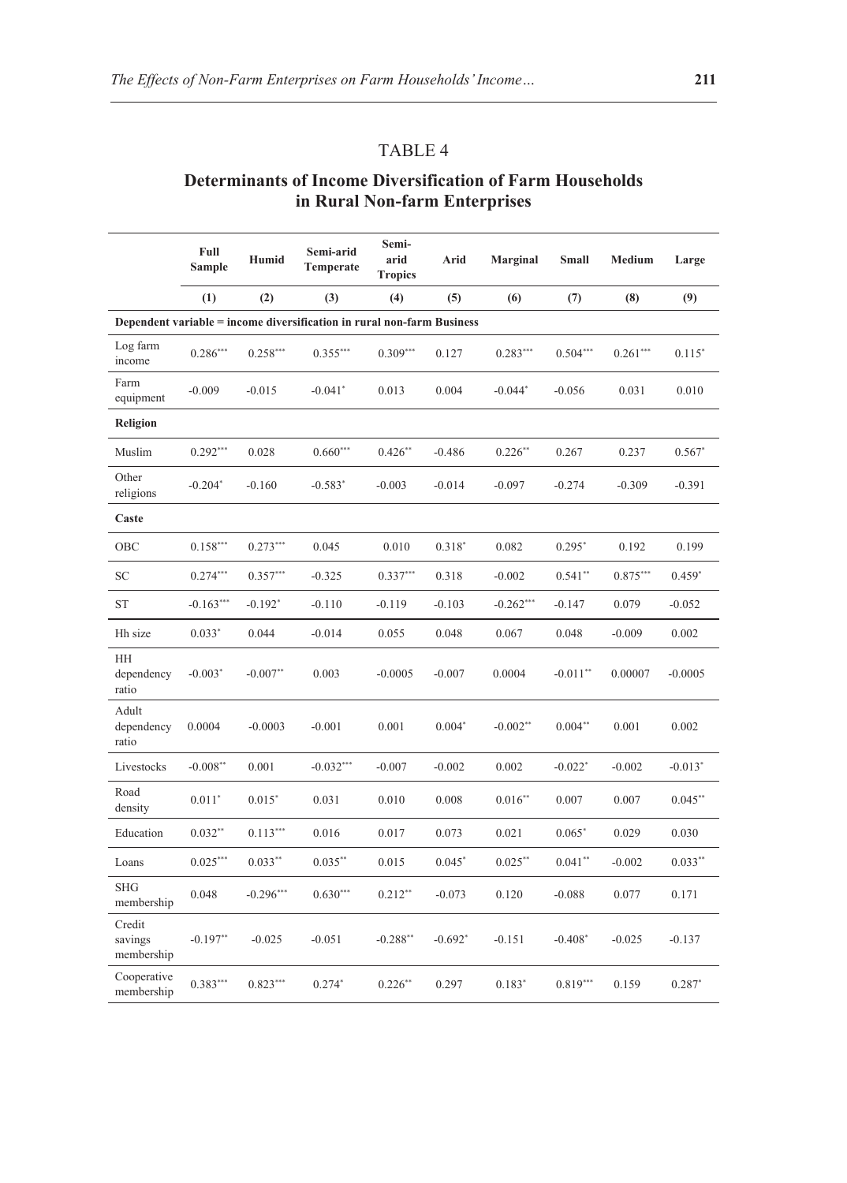## TABLE 4

### Determinants of Income Diversification of Farm Households in Rural Non-farm Enterprises

| | Full Sample | Humid | Semi-arid Temperate | Semi-arid Tropics | Arid | Marginal | Small | Medium | Large |
|---|---|---|---|---|---|---|---|---|---|
| | (1) | (2) | (3) | (4) | (5) | (6) | (7) | (8) | (9) |
| **Dependent variable = income diversification in rural non-farm Business** | | | | | | | | | |
| Log farm income | 0.286*** | 0.258*** | 0.355*** | 0.309*** | 0.127 | 0.283*** | 0.504*** | 0.261*** | 0.115* |
| Farm equipment | -0.009 | -0.015 | -0.041* | 0.013 | 0.004 | -0.044* | -0.056 | 0.031 | 0.010 |
| **Religion** | | | | | | | | | |
| Muslim | 0.292*** | 0.028 | 0.660*** | 0.426** | -0.486 | 0.226** | 0.267 | 0.237 | 0.567* |
| Other religions | -0.204* | -0.160 | -0.583* | -0.003 | -0.014 | -0.097 | -0.274 | -0.309 | -0.391 |
| **Caste** | | | | | | | | | |
| OBC | 0.158*** | 0.273*** | 0.045 | 0.010 | 0.318* | 0.082 | 0.295* | 0.192 | 0.199 |
| SC | 0.274*** | 0.357*** | -0.325 | 0.337*** | 0.318 | -0.002 | 0.541** | 0.875*** | 0.459* |
| ST | -0.163*** | -0.192* | -0.110 | -0.119 | -0.103 | -0.262*** | -0.147 | 0.079 | -0.052 |
| Hh size | 0.033* | 0.044 | -0.014 | 0.055 | 0.048 | 0.067 | 0.048 | -0.009 | 0.002 |
| HH dependency ratio | -0.003* | -0.007** | 0.003 | -0.0005 | -0.007 | 0.0004 | -0.011** | 0.00007 | -0.0005 |
| Adult dependency ratio | 0.0004 | -0.0003 | -0.001 | 0.001 | 0.004* | -0.002** | 0.004** | 0.001 | 0.002 |
| Livestocks | -0.008** | 0.001 | -0.032*** | -0.007 | -0.002 | 0.002 | -0.022* | -0.002 | -0.013* |
| Road density | 0.011* | 0.015* | 0.031 | 0.010 | 0.008 | 0.016** | 0.007 | 0.007 | 0.045** |
| Education | 0.032** | 0.113*** | 0.016 | 0.017 | 0.073 | 0.021 | 0.065* | 0.029 | 0.030 |
| Loans | 0.025*** | 0.033** | 0.035** | 0.015 | 0.045* | 0.025** | 0.041** | -0.002 | 0.033** |
| SHG membership | 0.048 | -0.296*** | 0.630*** | 0.212** | -0.073 | 0.120 | -0.088 | 0.077 | 0.171 |
| Credit savings membership | -0.197** | -0.025 | -0.051 | -0.288** | -0.692* | -0.151 | -0.408* | -0.025 | -0.137 |
| Cooperative membership | 0.383*** | 0.823*** | 0.274* | 0.226** | 0.297 | 0.183* | 0.819*** | 0.159 | 0.287* |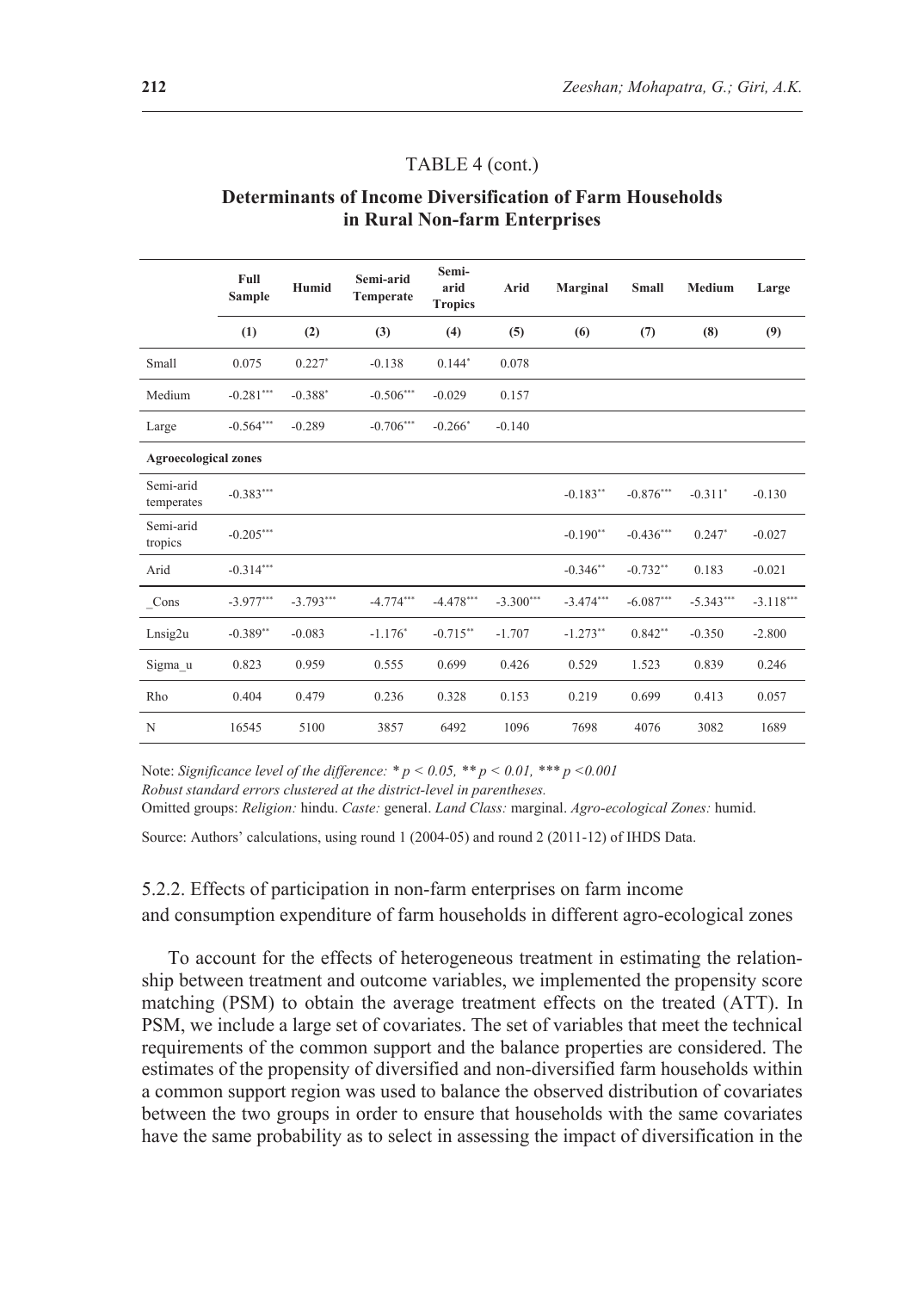TABLE 4 (cont.)

**Determinants of Income Diversification of Farm Households in Rural Non-farm Enterprises**

| | Full Sample | Humid | Semi-arid Temperate | Semi-arid Tropics | Arid | Marginal | Small | Medium | Large |
|---|---|---|---|---|---|---|---|---|---|
| | (1) | (2) | (3) | (4) | (5) | (6) | (7) | (8) | (9) |
| Small | 0.075 | 0.227* | -0.138 | 0.144* | 0.078 | | | | |
| Medium | -0.281*** | -0.388* | -0.506*** | -0.029 | 0.157 | | | | |
| Large | -0.564*** | -0.289 | -0.706*** | -0.266* | -0.140 | | | | |
| **Agroecological zones** | | | | | | | | | |
| Semi-arid temperates | -0.383*** | | | | | -0.183** | -0.876*** | -0.311* | -0.130 |
| Semi-arid tropics | -0.205*** | | | | | -0.190** | -0.436*** | 0.247* | -0.027 |
| Arid | -0.314*** | | | | | -0.346** | -0.732** | 0.183 | -0.021 |
| _Cons | -3.977*** | -3.793*** | -4.774*** | -4.478*** | -3.300*** | -3.474*** | -6.087*** | -5.343*** | -3.118*** |
| Lnsig2u | -0.389** | -0.083 | -1.176* | -0.715** | -1.707 | -1.273** | 0.842** | -0.350 | -2.800 |
| Sigma_u | 0.823 | 0.959 | 0.555 | 0.699 | 0.426 | 0.529 | 1.523 | 0.839 | 0.246 |
| Rho | 0.404 | 0.479 | 0.236 | 0.328 | 0.153 | 0.219 | 0.699 | 0.413 | 0.057 |
| N | 16545 | 5100 | 3857 | 6492 | 1096 | 7698 | 4076 | 3082 | 1689 |

Note: *Significance level of the difference: * p < 0.05, ** p < 0.01, *** p <0.001*
*Robust standard errors clustered at the district-level in parentheses.*
Omitted groups: *Religion:* hindu. *Caste:* general. *Land Class:* marginal. *Agro-ecological Zones:* humid.

Source: Authors' calculations, using round 1 (2004-05) and round 2 (2011-12) of IHDS Data.

### 5.2.2. Effects of participation in non-farm enterprises on farm income and consumption expenditure of farm households in different agro-ecological zones

To account for the effects of heterogeneous treatment in estimating the relationship between treatment and outcome variables, we implemented the propensity score matching (PSM) to obtain the average treatment effects on the treated (ATT). In PSM, we include a large set of covariates. The set of variables that meet the technical requirements of the common support and the balance properties are considered. The estimates of the propensity of diversified and non-diversified farm households within a common support region was used to balance the observed distribution of covariates between the two groups in order to ensure that households with the same covariates have the same probability as to select in assessing the impact of diversification in the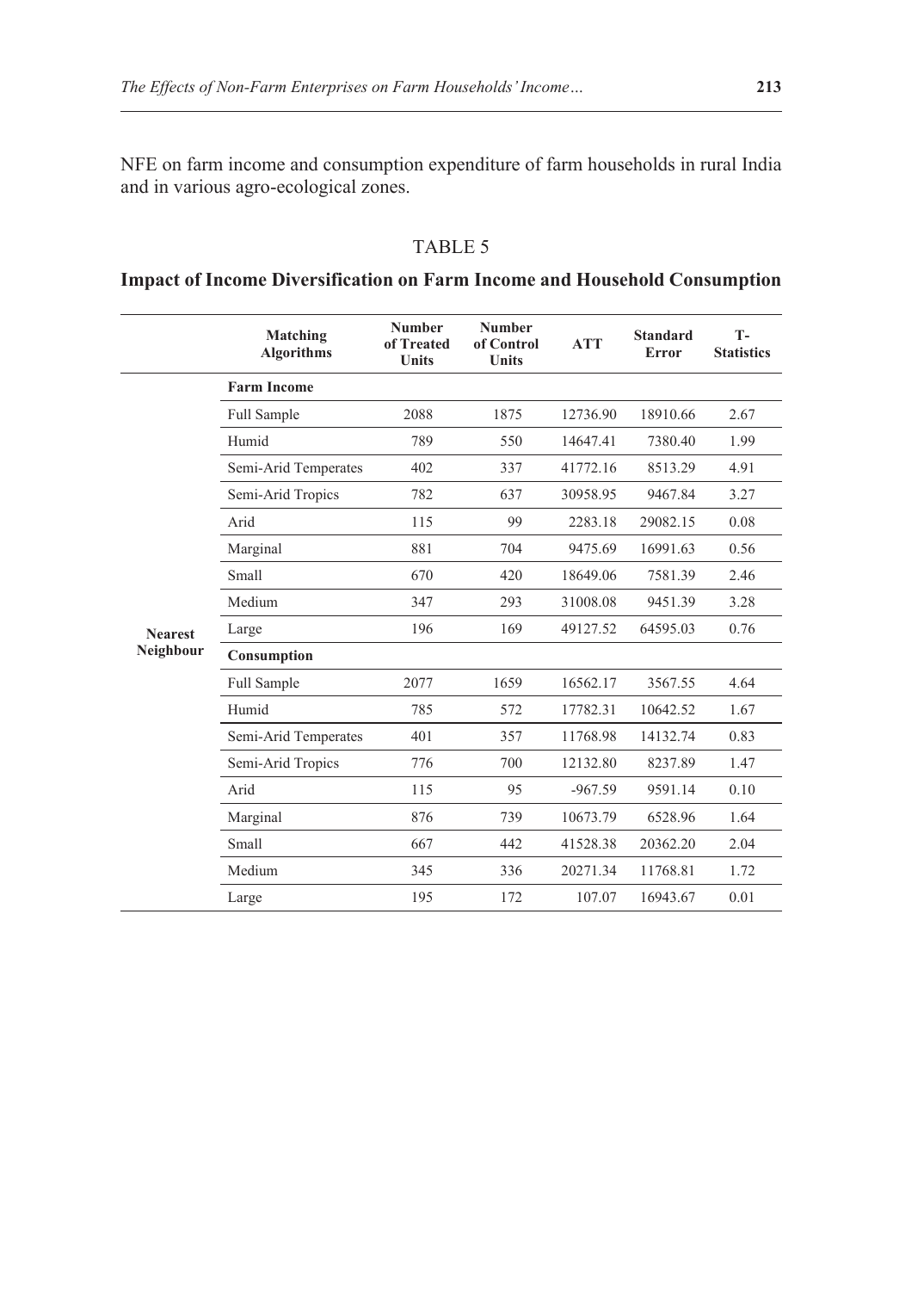NFE on farm income and consumption expenditure of farm households in rural India and in various agro-ecological zones.

TABLE 5

**Impact of Income Diversification on Farm Income and Household Consumption**

| | Matching Algorithms | Number of Treated Units | Number of Control Units | ATT | Standard Error | T-Statistics |
|---|---|---|---|---|---|---|
| Nearest Neighbour | **Farm Income** | | | | | |
| | Full Sample | 2088 | 1875 | 12736.90 | 18910.66 | 2.67 |
| | Humid | 789 | 550 | 14647.41 | 7380.40 | 1.99 |
| | Semi-Arid Temperates | 402 | 337 | 41772.16 | 8513.29 | 4.91 |
| | Semi-Arid Tropics | 782 | 637 | 30958.95 | 9467.84 | 3.27 |
| | Arid | 115 | 99 | 2283.18 | 29082.15 | 0.08 |
| | Marginal | 881 | 704 | 9475.69 | 16991.63 | 0.56 |
| | Small | 670 | 420 | 18649.06 | 7581.39 | 2.46 |
| | Medium | 347 | 293 | 31008.08 | 9451.39 | 3.28 |
| | Large | 196 | 169 | 49127.52 | 64595.03 | 0.76 |
| | **Consumption** | | | | | |
| | Full Sample | 2077 | 1659 | 16562.17 | 3567.55 | 4.64 |
| | Humid | 785 | 572 | 17782.31 | 10642.52 | 1.67 |
| | Semi-Arid Temperates | 401 | 357 | 11768.98 | 14132.74 | 0.83 |
| | Semi-Arid Tropics | 776 | 700 | 12132.80 | 8237.89 | 1.47 |
| | Arid | 115 | 95 | -967.59 | 9591.14 | 0.10 |
| | Marginal | 876 | 739 | 10673.79 | 6528.96 | 1.64 |
| | Small | 667 | 442 | 41528.38 | 20362.20 | 2.04 |
| | Medium | 345 | 336 | 20271.34 | 11768.81 | 1.72 |
| | Large | 195 | 172 | 107.07 | 16943.67 | 0.01 |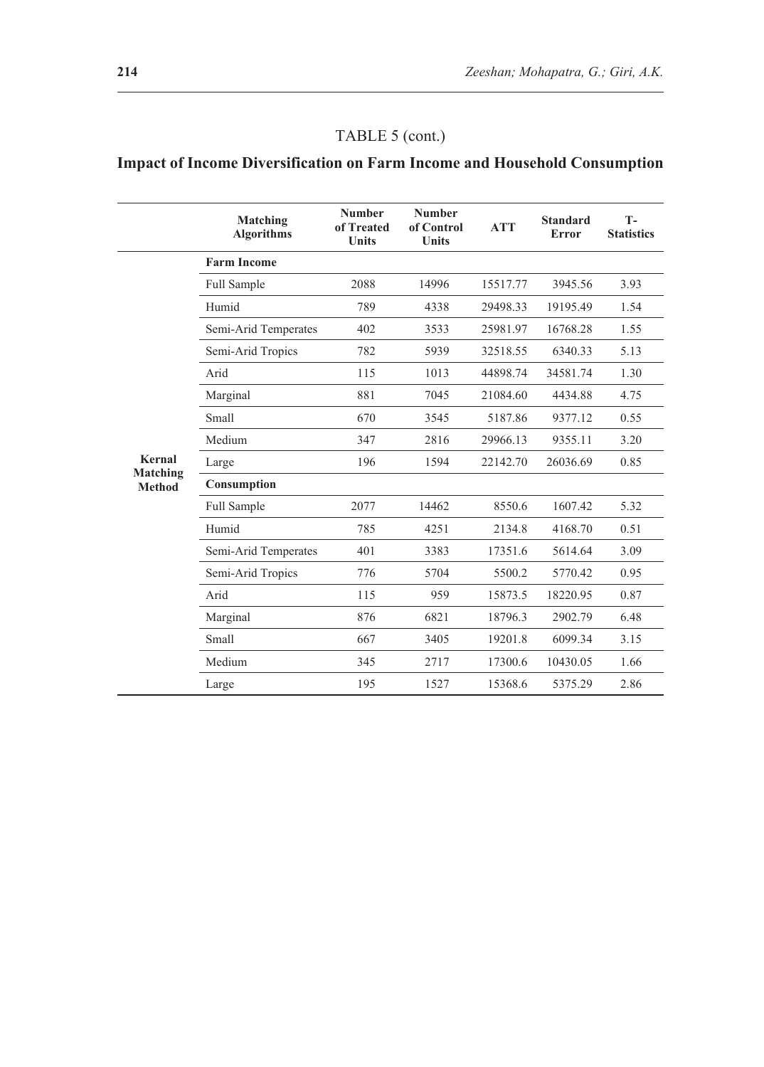## TABLE 5 (cont.)

## Impact of Income Diversification on Farm Income and Household Consumption

| | Matching Algorithms | Number of Treated Units | Number of Control Units | ATT | Standard Error | T-Statistics |
|---|---|---|---|---|---|---|
| **Kernal Matching Method** | **Farm Income** | | | | | |
| | Full Sample | 2088 | 14996 | 15517.77 | 3945.56 | 3.93 |
| | Humid | 789 | 4338 | 29498.33 | 19195.49 | 1.54 |
| | Semi-Arid Temperates | 402 | 3533 | 25981.97 | 16768.28 | 1.55 |
| | Semi-Arid Tropics | 782 | 5939 | 32518.55 | 6340.33 | 5.13 |
| | Arid | 115 | 1013 | 44898.74 | 34581.74 | 1.30 |
| | Marginal | 881 | 7045 | 21084.60 | 4434.88 | 4.75 |
| | Small | 670 | 3545 | 5187.86 | 9377.12 | 0.55 |
| | Medium | 347 | 2816 | 29966.13 | 9355.11 | 3.20 |
| | Large | 196 | 1594 | 22142.70 | 26036.69 | 0.85 |
| | **Consumption** | | | | | |
| | Full Sample | 2077 | 14462 | 8550.6 | 1607.42 | 5.32 |
| | Humid | 785 | 4251 | 2134.8 | 4168.70 | 0.51 |
| | Semi-Arid Temperates | 401 | 3383 | 17351.6 | 5614.64 | 3.09 |
| | Semi-Arid Tropics | 776 | 5704 | 5500.2 | 5770.42 | 0.95 |
| | Arid | 115 | 959 | 15873.5 | 18220.95 | 0.87 |
| | Marginal | 876 | 6821 | 18796.3 | 2902.79 | 6.48 |
| | Small | 667 | 3405 | 19201.8 | 6099.34 | 3.15 |
| | Medium | 345 | 2717 | 17300.6 | 10430.05 | 1.66 |
| | Large | 195 | 1527 | 15368.6 | 5375.29 | 2.86 |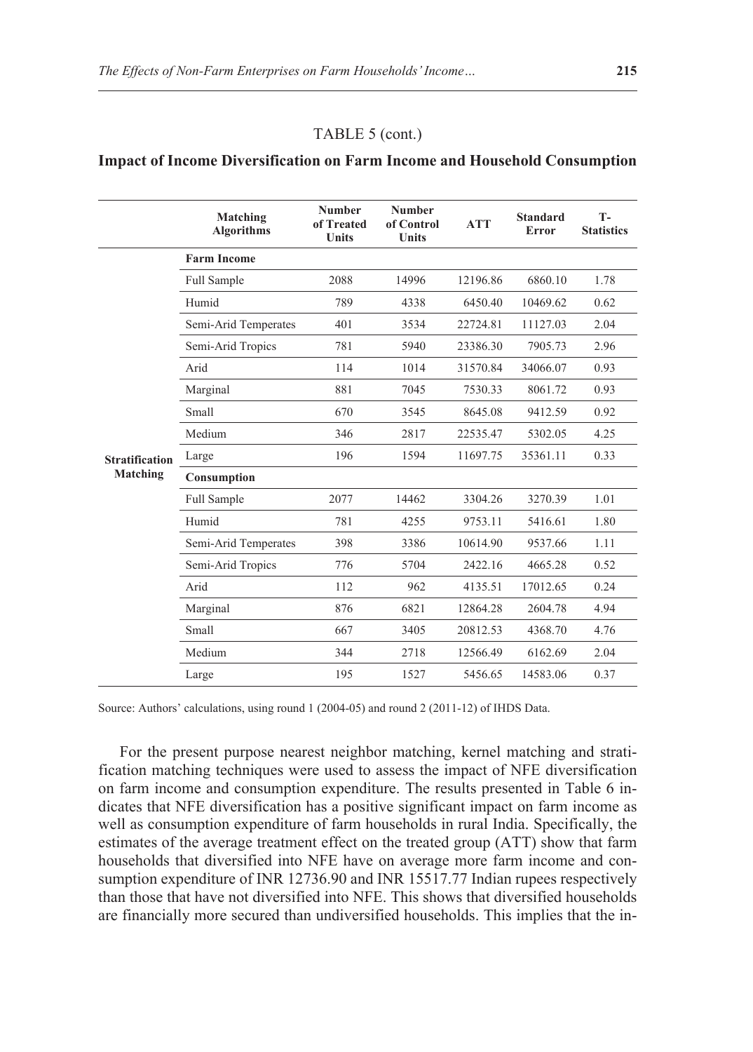TABLE 5 (cont.)

**Impact of Income Diversification on Farm Income and Household Consumption**

| | Matching Algorithms | Number of Treated Units | Number of Control Units | ATT | Standard Error | T-Statistics |
|---|---|---|---|---|---|---|
| **Stratification Matching** | **Farm Income** | | | | | |
| | Full Sample | 2088 | 14996 | 12196.86 | 6860.10 | 1.78 |
| | Humid | 789 | 4338 | 6450.40 | 10469.62 | 0.62 |
| | Semi-Arid Temperates | 401 | 3534 | 22724.81 | 11127.03 | 2.04 |
| | Semi-Arid Tropics | 781 | 5940 | 23386.30 | 7905.73 | 2.96 |
| | Arid | 114 | 1014 | 31570.84 | 34066.07 | 0.93 |
| | Marginal | 881 | 7045 | 7530.33 | 8061.72 | 0.93 |
| | Small | 670 | 3545 | 8645.08 | 9412.59 | 0.92 |
| | Medium | 346 | 2817 | 22535.47 | 5302.05 | 4.25 |
| | Large | 196 | 1594 | 11697.75 | 35361.11 | 0.33 |
| | **Consumption** | | | | | |
| | Full Sample | 2077 | 14462 | 3304.26 | 3270.39 | 1.01 |
| | Humid | 781 | 4255 | 9753.11 | 5416.61 | 1.80 |
| | Semi-Arid Temperates | 398 | 3386 | 10614.90 | 9537.66 | 1.11 |
| | Semi-Arid Tropics | 776 | 5704 | 2422.16 | 4665.28 | 0.52 |
| | Arid | 112 | 962 | 4135.51 | 17012.65 | 0.24 |
| | Marginal | 876 | 6821 | 12864.28 | 2604.78 | 4.94 |
| | Small | 667 | 3405 | 20812.53 | 4368.70 | 4.76 |
| | Medium | 344 | 2718 | 12566.49 | 6162.69 | 2.04 |
| | Large | 195 | 1527 | 5456.65 | 14583.06 | 0.37 |

Source: Authors' calculations, using round 1 (2004-05) and round 2 (2011-12) of IHDS Data.

For the present purpose nearest neighbor matching, kernel matching and stratification matching techniques were used to assess the impact of NFE diversification on farm income and consumption expenditure. The results presented in Table 6 indicates that NFE diversification has a positive significant impact on farm income as well as consumption expenditure of farm households in rural India. Specifically, the estimates of the average treatment effect on the treated group (ATT) show that farm households that diversified into NFE have on average more farm income and consumption expenditure of INR 12736.90 and INR 15517.77 Indian rupees respectively than those that have not diversified into NFE. This shows that diversified households are financially more secured than undiversified households. This implies that the in-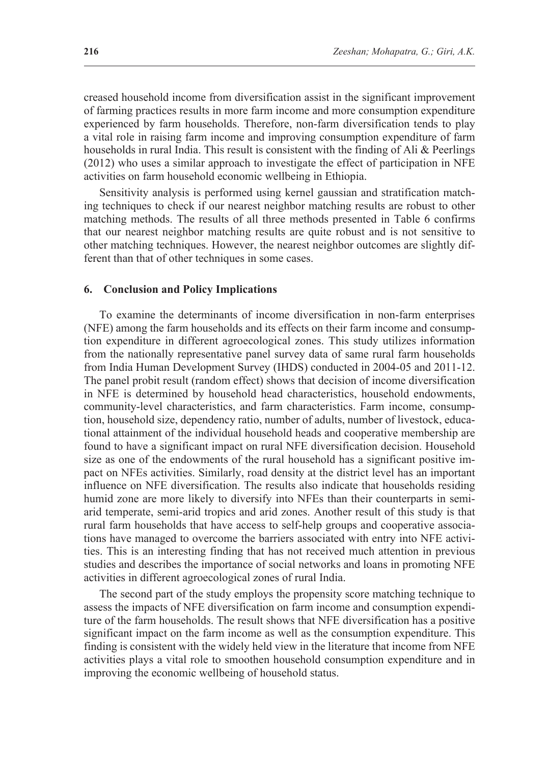creased household income from diversification assist in the significant improvement of farming practices results in more farm income and more consumption expenditure experienced by farm households. Therefore, non-farm diversification tends to play a vital role in raising farm income and improving consumption expenditure of farm households in rural India. This result is consistent with the finding of Ali & Peerlings (2012) who uses a similar approach to investigate the effect of participation in NFE activities on farm household economic wellbeing in Ethiopia.

Sensitivity analysis is performed using kernel gaussian and stratification matching techniques to check if our nearest neighbor matching results are robust to other matching methods. The results of all three methods presented in Table 6 confirms that our nearest neighbor matching results are quite robust and is not sensitive to other matching techniques. However, the nearest neighbor outcomes are slightly different than that of other techniques in some cases.

## 6. Conclusion and Policy Implications

To examine the determinants of income diversification in non-farm enterprises (NFE) among the farm households and its effects on their farm income and consumption expenditure in different agroecological zones. This study utilizes information from the nationally representative panel survey data of same rural farm households from India Human Development Survey (IHDS) conducted in 2004-05 and 2011-12. The panel probit result (random effect) shows that decision of income diversification in NFE is determined by household head characteristics, household endowments, community-level characteristics, and farm characteristics. Farm income, consumption, household size, dependency ratio, number of adults, number of livestock, educational attainment of the individual household heads and cooperative membership are found to have a significant impact on rural NFE diversification decision. Household size as one of the endowments of the rural household has a significant positive impact on NFEs activities. Similarly, road density at the district level has an important influence on NFE diversification. The results also indicate that households residing humid zone are more likely to diversify into NFEs than their counterparts in semi-arid temperate, semi-arid tropics and arid zones. Another result of this study is that rural farm households that have access to self-help groups and cooperative associations have managed to overcome the barriers associated with entry into NFE activities. This is an interesting finding that has not received much attention in previous studies and describes the importance of social networks and loans in promoting NFE activities in different agroecological zones of rural India.

The second part of the study employs the propensity score matching technique to assess the impacts of NFE diversification on farm income and consumption expenditure of the farm households. The result shows that NFE diversification has a positive significant impact on the farm income as well as the consumption expenditure. This finding is consistent with the widely held view in the literature that income from NFE activities plays a vital role to smoothen household consumption expenditure and in improving the economic wellbeing of household status.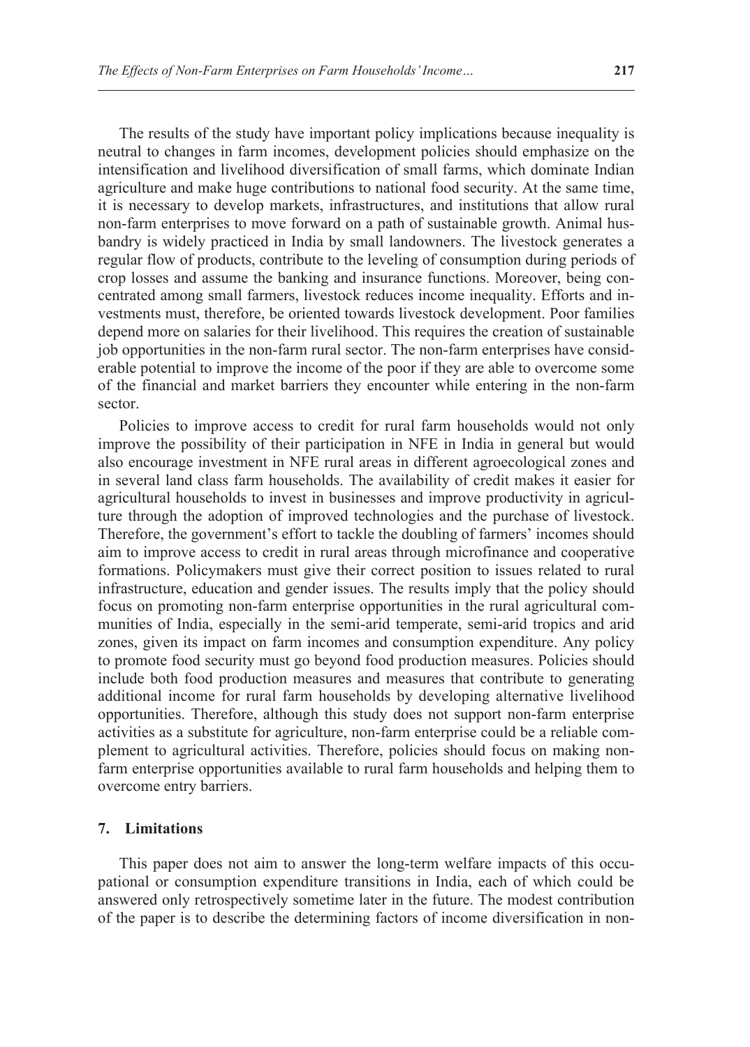The results of the study have important policy implications because inequality is neutral to changes in farm incomes, development policies should emphasize on the intensification and livelihood diversification of small farms, which dominate Indian agriculture and make huge contributions to national food security. At the same time, it is necessary to develop markets, infrastructures, and institutions that allow rural non-farm enterprises to move forward on a path of sustainable growth. Animal husbandry is widely practiced in India by small landowners. The livestock generates a regular flow of products, contribute to the leveling of consumption during periods of crop losses and assume the banking and insurance functions. Moreover, being concentrated among small farmers, livestock reduces income inequality. Efforts and investments must, therefore, be oriented towards livestock development. Poor families depend more on salaries for their livelihood. This requires the creation of sustainable job opportunities in the non-farm rural sector. The non-farm enterprises have considerable potential to improve the income of the poor if they are able to overcome some of the financial and market barriers they encounter while entering in the non-farm sector.

Policies to improve access to credit for rural farm households would not only improve the possibility of their participation in NFE in India in general but would also encourage investment in NFE rural areas in different agroecological zones and in several land class farm households. The availability of credit makes it easier for agricultural households to invest in businesses and improve productivity in agriculture through the adoption of improved technologies and the purchase of livestock. Therefore, the government's effort to tackle the doubling of farmers' incomes should aim to improve access to credit in rural areas through microfinance and cooperative formations. Policymakers must give their correct position to issues related to rural infrastructure, education and gender issues. The results imply that the policy should focus on promoting non-farm enterprise opportunities in the rural agricultural communities of India, especially in the semi-arid temperate, semi-arid tropics and arid zones, given its impact on farm incomes and consumption expenditure. Any policy to promote food security must go beyond food production measures. Policies should include both food production measures and measures that contribute to generating additional income for rural farm households by developing alternative livelihood opportunities. Therefore, although this study does not support non-farm enterprise activities as a substitute for agriculture, non-farm enterprise could be a reliable complement to agricultural activities. Therefore, policies should focus on making non-farm enterprise opportunities available to rural farm households and helping them to overcome entry barriers.

## 7. Limitations

This paper does not aim to answer the long-term welfare impacts of this occupational or consumption expenditure transitions in India, each of which could be answered only retrospectively sometime later in the future. The modest contribution of the paper is to describe the determining factors of income diversification in non-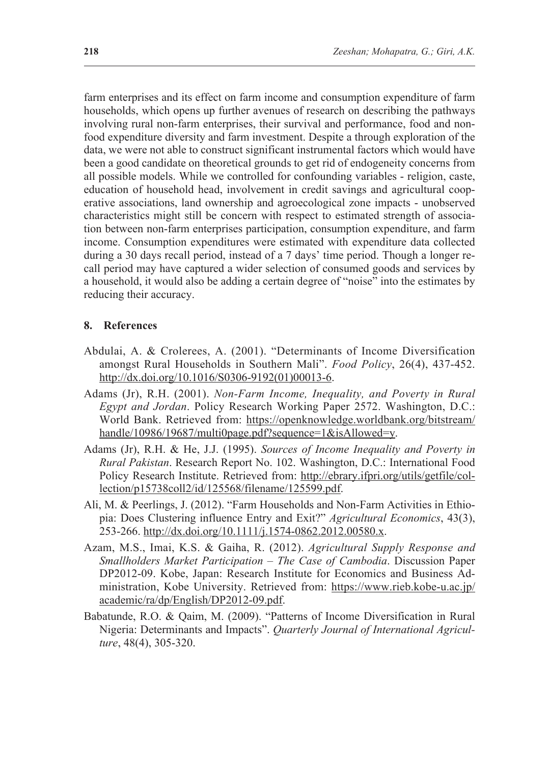farm enterprises and its effect on farm income and consumption expenditure of farm households, which opens up further avenues of research on describing the pathways involving rural non-farm enterprises, their survival and performance, food and non-food expenditure diversity and farm investment. Despite a through exploration of the data, we were not able to construct significant instrumental factors which would have been a good candidate on theoretical grounds to get rid of endogeneity concerns from all possible models. While we controlled for confounding variables - religion, caste, education of household head, involvement in credit savings and agricultural cooperative associations, land ownership and agroecological zone impacts - unobserved characteristics might still be concern with respect to estimated strength of association between non-farm enterprises participation, consumption expenditure, and farm income. Consumption expenditures were estimated with expenditure data collected during a 30 days recall period, instead of a 7 days' time period. Though a longer recall period may have captured a wider selection of consumed goods and services by a household, it would also be adding a certain degree of "noise" into the estimates by reducing their accuracy.

## 8. References

Abdulai, A. & Crolerees, A. (2001). "Determinants of Income Diversification amongst Rural Households in Southern Mali". *Food Policy*, 26(4), 437-452. http://dx.doi.org/10.1016/S0306-9192(01)00013-6.

Adams (Jr), R.H. (2001). *Non-Farm Income, Inequality, and Poverty in Rural Egypt and Jordan*. Policy Research Working Paper 2572. Washington, D.C.: World Bank. Retrieved from: https://openknowledge.worldbank.org/bitstream/handle/10986/19687/multi0page.pdf?sequence=1&isAllowed=y.

Adams (Jr), R.H. & He, J.J. (1995). *Sources of Income Inequality and Poverty in Rural Pakistan*. Research Report No. 102. Washington, D.C.: International Food Policy Research Institute. Retrieved from: http://ebrary.ifpri.org/utils/getfile/collection/p15738coll2/id/125568/filename/125599.pdf.

Ali, M. & Peerlings, J. (2012). "Farm Households and Non-Farm Activities in Ethiopia: Does Clustering influence Entry and Exit?" *Agricultural Economics*, 43(3), 253-266. http://dx.doi.org/10.1111/j.1574-0862.2012.00580.x.

Azam, M.S., Imai, K.S. & Gaiha, R. (2012). *Agricultural Supply Response and Smallholders Market Participation – The Case of Cambodia*. Discussion Paper DP2012-09. Kobe, Japan: Research Institute for Economics and Business Administration, Kobe University. Retrieved from: https://www.rieb.kobe-u.ac.jp/academic/ra/dp/English/DP2012-09.pdf.

Babatunde, R.O. & Qaim, M. (2009). "Patterns of Income Diversification in Rural Nigeria: Determinants and Impacts". *Quarterly Journal of International Agriculture*, 48(4), 305-320.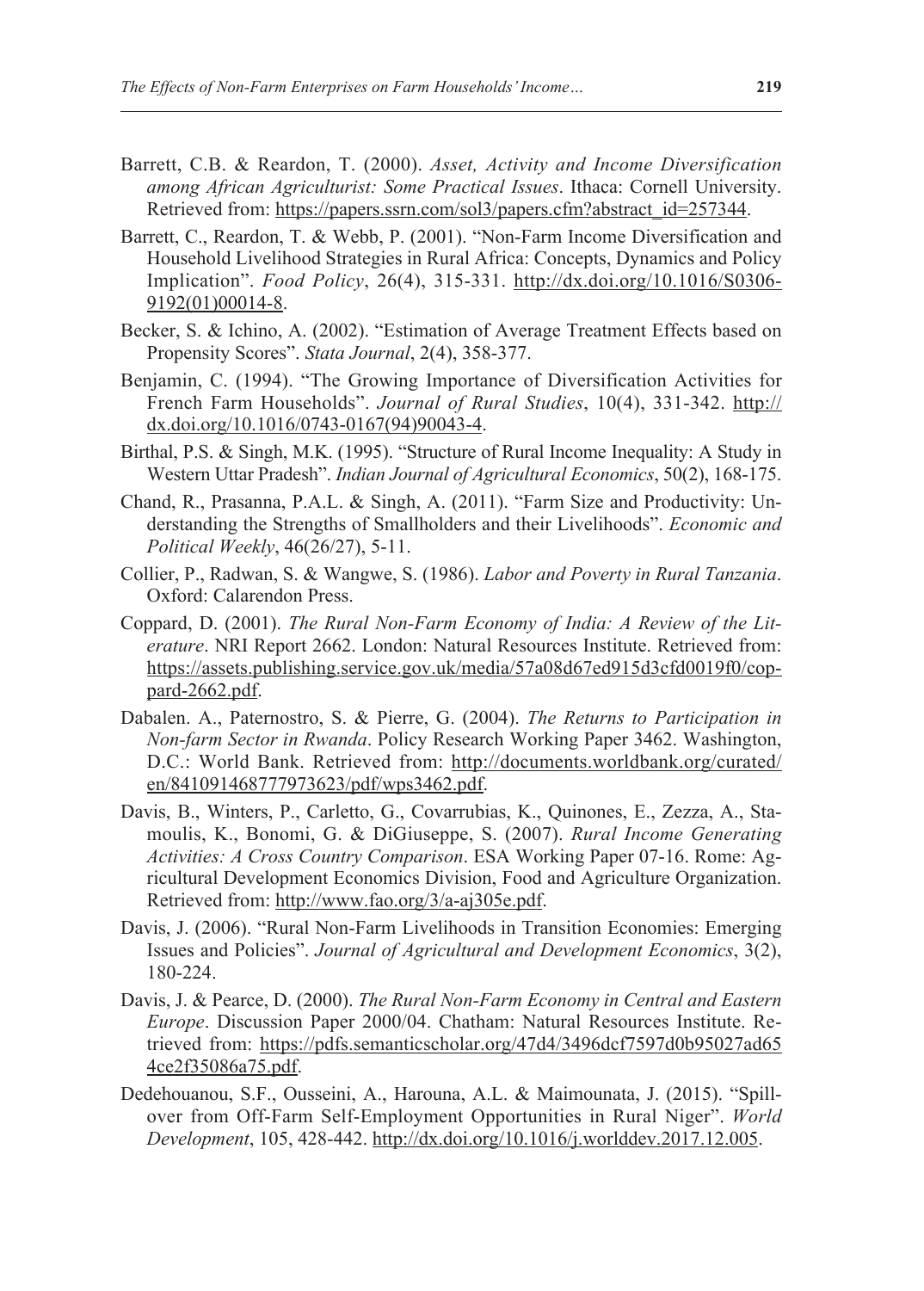Barrett, C.B. & Reardon, T. (2000). *Asset, Activity and Income Diversification among African Agriculturist: Some Practical Issues*. Ithaca: Cornell University. Retrieved from: https://papers.ssrn.com/sol3/papers.cfm?abstract_id=257344.

Barrett, C., Reardon, T. & Webb, P. (2001). "Non-Farm Income Diversification and Household Livelihood Strategies in Rural Africa: Concepts, Dynamics and Policy Implication". *Food Policy*, 26(4), 315-331. http://dx.doi.org/10.1016/S0306-9192(01)00014-8.

Becker, S. & Ichino, A. (2002). "Estimation of Average Treatment Effects based on Propensity Scores". *Stata Journal*, 2(4), 358-377.

Benjamin, C. (1994). "The Growing Importance of Diversification Activities for French Farm Households". *Journal of Rural Studies*, 10(4), 331-342. http://dx.doi.org/10.1016/0743-0167(94)90043-4.

Birthal, P.S. & Singh, M.K. (1995). "Structure of Rural Income Inequality: A Study in Western Uttar Pradesh". *Indian Journal of Agricultural Economics*, 50(2), 168-175.

Chand, R., Prasanna, P.A.L. & Singh, A. (2011). "Farm Size and Productivity: Understanding the Strengths of Smallholders and their Livelihoods". *Economic and Political Weekly*, 46(26/27), 5-11.

Collier, P., Radwan, S. & Wangwe, S. (1986). *Labor and Poverty in Rural Tanzania*. Oxford: Calarendon Press.

Coppard, D. (2001). *The Rural Non-Farm Economy of India: A Review of the Literature*. NRI Report 2662. London: Natural Resources Institute. Retrieved from: https://assets.publishing.service.gov.uk/media/57a08d67ed915d3cfd0019f0/coppard-2662.pdf.

Dabalen. A., Paternostro, S. & Pierre, G. (2004). *The Returns to Participation in Non-farm Sector in Rwanda*. Policy Research Working Paper 3462. Washington, D.C.: World Bank. Retrieved from: http://documents.worldbank.org/curated/en/841091468777973623/pdf/wps3462.pdf.

Davis, B., Winters, P., Carletto, G., Covarrubias, K., Quinones, E., Zezza, A., Stamoulis, K., Bonomi, G. & DiGiuseppe, S. (2007). *Rural Income Generating Activities: A Cross Country Comparison*. ESA Working Paper 07-16. Rome: Agricultural Development Economics Division, Food and Agriculture Organization. Retrieved from: http://www.fao.org/3/a-aj305e.pdf.

Davis, J. (2006). "Rural Non-Farm Livelihoods in Transition Economies: Emerging Issues and Policies". *Journal of Agricultural and Development Economics*, 3(2), 180-224.

Davis, J. & Pearce, D. (2000). *The Rural Non-Farm Economy in Central and Eastern Europe*. Discussion Paper 2000/04. Chatham: Natural Resources Institute. Retrieved from: https://pdfs.semanticscholar.org/47d4/3496dcf7597d0b95027ad654ce2f35086a75.pdf.

Dedehouanou, S.F., Ousseini, A., Harouna, A.L. & Maimounata, J. (2015). "Spillover from Off-Farm Self-Employment Opportunities in Rural Niger". *World Development*, 105, 428-442. http://dx.doi.org/10.1016/j.worlddev.2017.12.005.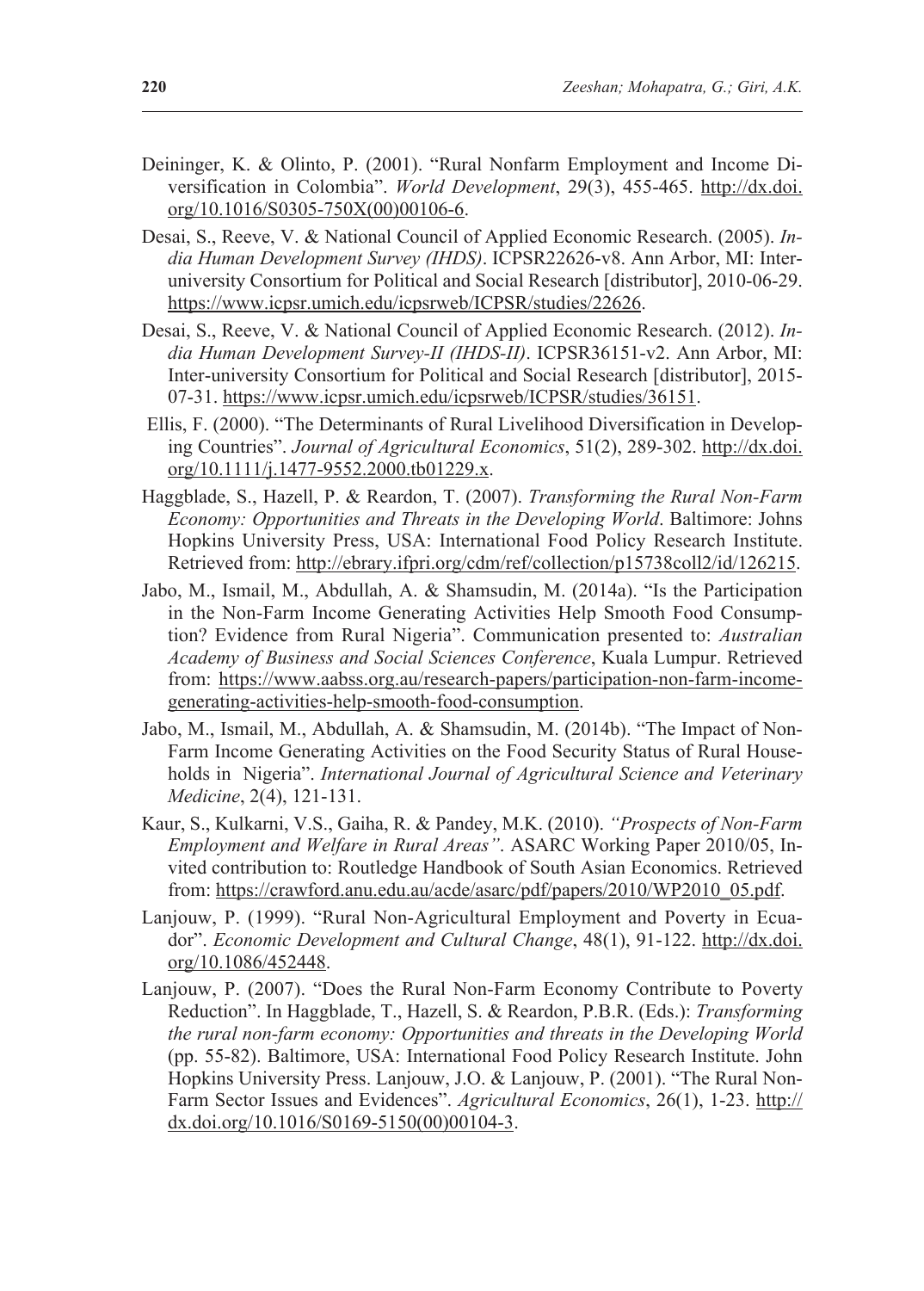Deininger, K. & Olinto, P. (2001). "Rural Nonfarm Employment and Income Diversification in Colombia". *World Development*, 29(3), 455-465. http://dx.doi.org/10.1016/S0305-750X(00)00106-6.

Desai, S., Reeve, V. & National Council of Applied Economic Research. (2005). *India Human Development Survey (IHDS)*. ICPSR22626-v8. Ann Arbor, MI: Inter-university Consortium for Political and Social Research [distributor], 2010-06-29. https://www.icpsr.umich.edu/icpsrweb/ICPSR/studies/22626.

Desai, S., Reeve, V. & National Council of Applied Economic Research. (2012). *India Human Development Survey-II (IHDS-II)*. ICPSR36151-v2. Ann Arbor, MI: Inter-university Consortium for Political and Social Research [distributor], 2015-07-31. https://www.icpsr.umich.edu/icpsrweb/ICPSR/studies/36151.

Ellis, F. (2000). "The Determinants of Rural Livelihood Diversification in Developing Countries". *Journal of Agricultural Economics*, 51(2), 289-302. http://dx.doi.org/10.1111/j.1477-9552.2000.tb01229.x.

Haggblade, S., Hazell, P. & Reardon, T. (2007). *Transforming the Rural Non-Farm Economy: Opportunities and Threats in the Developing World*. Baltimore: Johns Hopkins University Press, USA: International Food Policy Research Institute. Retrieved from: http://ebrary.ifpri.org/cdm/ref/collection/p15738coll2/id/126215.

Jabo, M., Ismail, M., Abdullah, A. & Shamsudin, M. (2014a). "Is the Participation in the Non-Farm Income Generating Activities Help Smooth Food Consumption? Evidence from Rural Nigeria". Communication presented to: *Australian Academy of Business and Social Sciences Conference*, Kuala Lumpur. Retrieved from: https://www.aabss.org.au/research-papers/participation-non-farm-income-generating-activities-help-smooth-food-consumption.

Jabo, M., Ismail, M., Abdullah, A. & Shamsudin, M. (2014b). "The Impact of Non-Farm Income Generating Activities on the Food Security Status of Rural Households in Nigeria". *International Journal of Agricultural Science and Veterinary Medicine*, 2(4), 121-131.

Kaur, S., Kulkarni, V.S., Gaiha, R. & Pandey, M.K. (2010). *"Prospects of Non-Farm Employment and Welfare in Rural Areas"*. ASARC Working Paper 2010/05, Invited contribution to: Routledge Handbook of South Asian Economics. Retrieved from: https://crawford.anu.edu.au/acde/asarc/pdf/papers/2010/WP2010_05.pdf.

Lanjouw, P. (1999). "Rural Non-Agricultural Employment and Poverty in Ecuador". *Economic Development and Cultural Change*, 48(1), 91-122. http://dx.doi.org/10.1086/452448.

Lanjouw, P. (2007). "Does the Rural Non-Farm Economy Contribute to Poverty Reduction". In Haggblade, T., Hazell, S. & Reardon, P.B.R. (Eds.): *Transforming the rural non-farm economy: Opportunities and threats in the Developing World* (pp. 55-82). Baltimore, USA: International Food Policy Research Institute. John Hopkins University Press. Lanjouw, J.O. & Lanjouw, P. (2001). "The Rural Non-Farm Sector Issues and Evidences". *Agricultural Economics*, 26(1), 1-23. http://dx.doi.org/10.1016/S0169-5150(00)00104-3.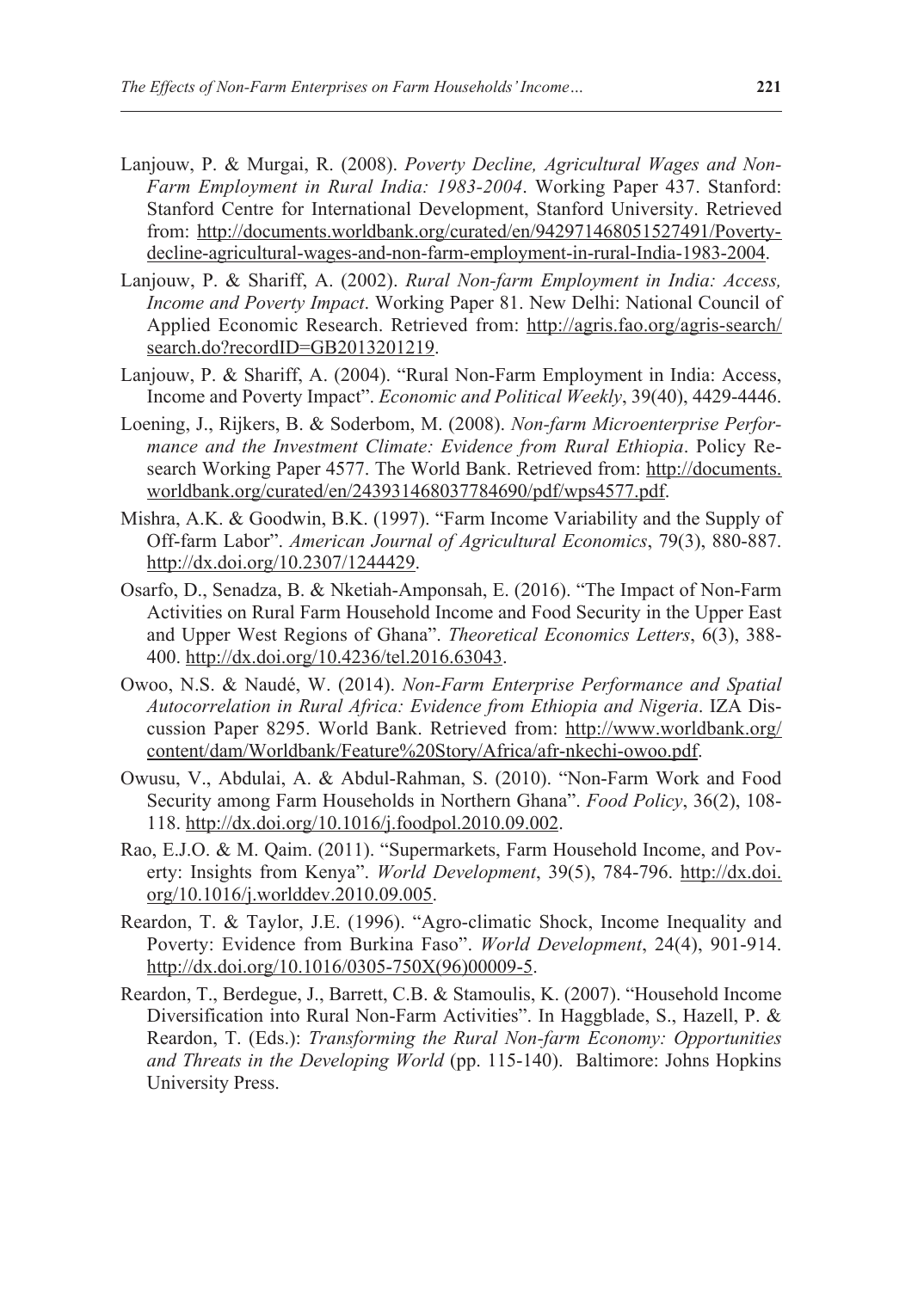Lanjouw, P. & Murgai, R. (2008). *Poverty Decline, Agricultural Wages and Non-Farm Employment in Rural India: 1983-2004*. Working Paper 437. Stanford: Stanford Centre for International Development, Stanford University. Retrieved from: http://documents.worldbank.org/curated/en/942971468051527491/Poverty-decline-agricultural-wages-and-non-farm-employment-in-rural-India-1983-2004.

Lanjouw, P. & Shariff, A. (2002). *Rural Non-farm Employment in India: Access, Income and Poverty Impact*. Working Paper 81. New Delhi: National Council of Applied Economic Research. Retrieved from: http://agris.fao.org/agris-search/search.do?recordID=GB2013201219.

Lanjouw, P. & Shariff, A. (2004). "Rural Non-Farm Employment in India: Access, Income and Poverty Impact". *Economic and Political Weekly*, 39(40), 4429-4446.

Loening, J., Rijkers, B. & Soderbom, M. (2008). *Non-farm Microenterprise Performance and the Investment Climate: Evidence from Rural Ethiopia*. Policy Research Working Paper 4577. The World Bank. Retrieved from: http://documents.worldbank.org/curated/en/243931468037784690/pdf/wps4577.pdf.

Mishra, A.K. & Goodwin, B.K. (1997). "Farm Income Variability and the Supply of Off-farm Labor". *American Journal of Agricultural Economics*, 79(3), 880-887. http://dx.doi.org/10.2307/1244429.

Osarfo, D., Senadza, B. & Nketiah-Amponsah, E. (2016). "The Impact of Non-Farm Activities on Rural Farm Household Income and Food Security in the Upper East and Upper West Regions of Ghana". *Theoretical Economics Letters*, 6(3), 388-400. http://dx.doi.org/10.4236/tel.2016.63043.

Owoo, N.S. & Naudé, W. (2014). *Non-Farm Enterprise Performance and Spatial Autocorrelation in Rural Africa: Evidence from Ethiopia and Nigeria*. IZA Discussion Paper 8295. World Bank. Retrieved from: http://www.worldbank.org/content/dam/Worldbank/Feature%20Story/Africa/afr-nkechi-owoo.pdf.

Owusu, V., Abdulai, A. & Abdul-Rahman, S. (2010). "Non-Farm Work and Food Security among Farm Households in Northern Ghana". *Food Policy*, 36(2), 108-118. http://dx.doi.org/10.1016/j.foodpol.2010.09.002.

Rao, E.J.O. & M. Qaim. (2011). "Supermarkets, Farm Household Income, and Poverty: Insights from Kenya". *World Development*, 39(5), 784-796. http://dx.doi.org/10.1016/j.worlddev.2010.09.005.

Reardon, T. & Taylor, J.E. (1996). "Agro-climatic Shock, Income Inequality and Poverty: Evidence from Burkina Faso". *World Development*, 24(4), 901-914. http://dx.doi.org/10.1016/0305-750X(96)00009-5.

Reardon, T., Berdegue, J., Barrett, C.B. & Stamoulis, K. (2007). "Household Income Diversification into Rural Non-Farm Activities". In Haggblade, S., Hazell, P. & Reardon, T. (Eds.): *Transforming the Rural Non-farm Economy: Opportunities and Threats in the Developing World* (pp. 115-140). Baltimore: Johns Hopkins University Press.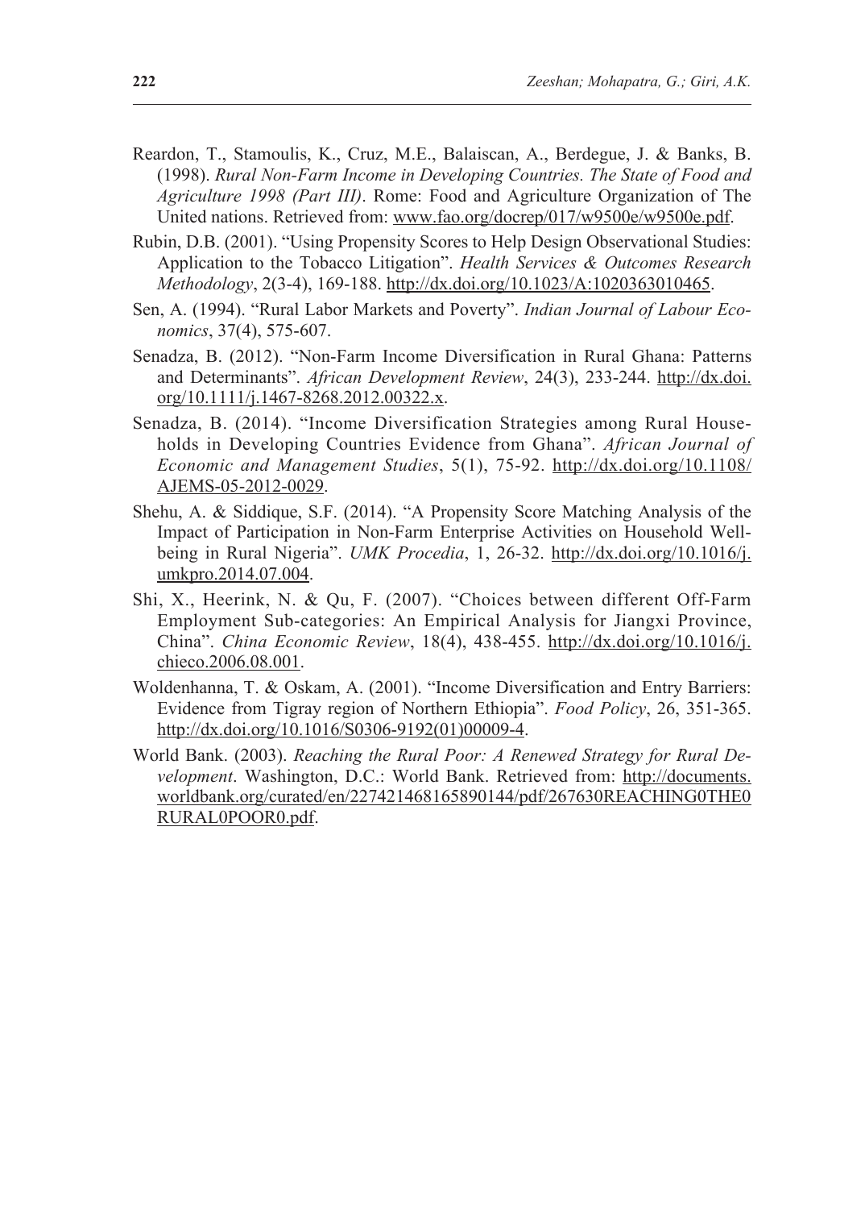Reardon, T., Stamoulis, K., Cruz, M.E., Balaiscan, A., Berdegue, J. & Banks, B. (1998). *Rural Non-Farm Income in Developing Countries. The State of Food and Agriculture 1998 (Part III)*. Rome: Food and Agriculture Organization of The United nations. Retrieved from: www.fao.org/docrep/017/w9500e/w9500e.pdf.

Rubin, D.B. (2001). "Using Propensity Scores to Help Design Observational Studies: Application to the Tobacco Litigation". *Health Services & Outcomes Research Methodology*, 2(3-4), 169-188. http://dx.doi.org/10.1023/A:1020363010465.

Sen, A. (1994). "Rural Labor Markets and Poverty". *Indian Journal of Labour Economics*, 37(4), 575-607.

Senadza, B. (2012). "Non-Farm Income Diversification in Rural Ghana: Patterns and Determinants". *African Development Review*, 24(3), 233-244. http://dx.doi.org/10.1111/j.1467-8268.2012.00322.x.

Senadza, B. (2014). "Income Diversification Strategies among Rural Households in Developing Countries Evidence from Ghana". *African Journal of Economic and Management Studies*, 5(1), 75-92. http://dx.doi.org/10.1108/AJEMS-05-2012-0029.

Shehu, A. & Siddique, S.F. (2014). "A Propensity Score Matching Analysis of the Impact of Participation in Non-Farm Enterprise Activities on Household Wellbeing in Rural Nigeria". *UMK Procedia*, 1, 26-32. http://dx.doi.org/10.1016/j.umkpro.2014.07.004.

Shi, X., Heerink, N. & Qu, F. (2007). "Choices between different Off-Farm Employment Sub-categories: An Empirical Analysis for Jiangxi Province, China". *China Economic Review*, 18(4), 438-455. http://dx.doi.org/10.1016/j.chieco.2006.08.001.

Woldenhanna, T. & Oskam, A. (2001). "Income Diversification and Entry Barriers: Evidence from Tigray region of Northern Ethiopia". *Food Policy*, 26, 351-365. http://dx.doi.org/10.1016/S0306-9192(01)00009-4.

World Bank. (2003). *Reaching the Rural Poor: A Renewed Strategy for Rural Development*. Washington, D.C.: World Bank. Retrieved from: http://documents.worldbank.org/curated/en/227421468165890144/pdf/267630REACHING0THE0RURAL0POOR0.pdf.